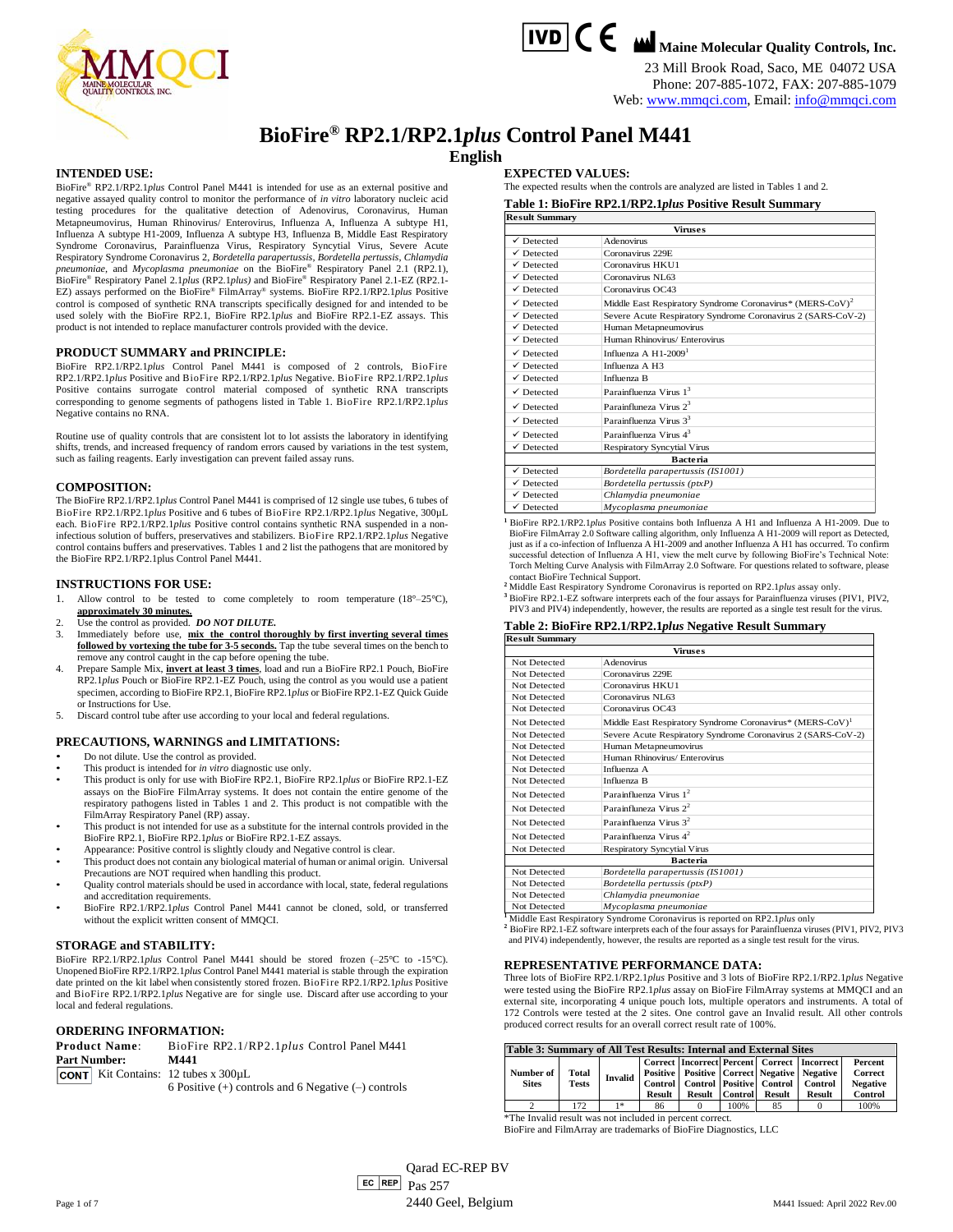**Maine Molecular Quality Controls, Inc.**
23 Mill Brook Road, Saco, ME 04072 USA
Phone: 207-885-1072, FAX: 207-885-1079
Web: www.mmqci.com, Email: info@mmqci.com

# BioFire® RP2.1/RP2.1*plus* Control Panel M441

## English

### INTENDED USE:

BioFire® RP2.1/RP2.1*plus* Control Panel M441 is intended for use as an external positive and negative assayed quality control to monitor the performance of *in vitro* laboratory nucleic acid testing procedures for the qualitative detection of Adenovirus, Coronavirus, Human Metapneumovirus, Human Rhinovirus/ Enterovirus, Influenza A, Influenza A subtype H1, Influenza A subtype H1-2009, Influenza A subtype H3, Influenza B, Middle East Respiratory Syndrome Coronavirus, Parainfluenza Virus, Respiratory Syncytial Virus, Severe Acute Respiratory Syndrome Coronavirus 2, *Bordetella parapertussis*, *Bordetella pertussis*, *Chlamydia pneumoniae*, and *Mycoplasma pneumoniae* on the BioFire® Respiratory Panel 2.1 (RP2.1), BioFire® Respiratory Panel 2.1*plus* (RP2.1*plus*) and BioFire® Respiratory Panel 2.1-EZ (RP2.1-EZ) assays performed on the BioFire® FilmArray® systems. BioFire RP2.1/RP2.1*plus* Positive control is composed of synthetic RNA transcripts specifically designed for and intended to be used solely with the BioFire RP2.1, BioFire RP2.1*plus* and BioFire RP2.1-EZ assays. This product is not intended to replace manufacturer controls provided with the device.

### PRODUCT SUMMARY and PRINCIPLE:

BioFire RP2.1/RP2.1*plus* Control Panel M441 is composed of 2 controls, BioFire RP2.1/RP2.1*plus* Positive and BioFire RP2.1/RP2.1*plus* Negative. BioFire RP2.1/RP2.1*plus* Positive contains surrogate control material composed of synthetic RNA transcripts corresponding to genome segments of pathogens listed in Table 1. BioFire RP2.1/RP2.1*plus* Negative contains no RNA.

Routine use of quality controls that are consistent lot to lot assists the laboratory in identifying shifts, trends, and increased frequency of random errors caused by variations in the test system, such as failing reagents. Early investigation can prevent failed assay runs.

### COMPOSITION:

The BioFire RP2.1/RP2.1*plus* Control Panel M441 is comprised of 12 single use tubes, 6 tubes of BioFire RP2.1/RP2.1*plus* Positive and 6 tubes of BioFire RP2.1/RP2.1*plus* Negative, 300µL each. BioFire RP2.1/RP2.1*plus* Positive control contains synthetic RNA suspended in a non-infectious solution of buffers, preservatives and stabilizers. BioFire RP2.1/RP2.1*plus* Negative control contains buffers and preservatives. Tables 1 and 2 list the pathogens that are monitored by the BioFire RP2.1/RP2.1plus Control Panel M441.

### INSTRUCTIONS FOR USE:

1. Allow control to be tested to come completely to room temperature (18°–25°C), **approximately 30 minutes.**
2. Use the control as provided. ***DO NOT DILUTE.***
3. Immediately before use, **mix the control thoroughly by first inverting several times followed by vortexing the tube for 3-5 seconds.** Tap the tube several times on the bench to remove any control caught in the cap before opening the tube.
4. Prepare Sample Mix, **invert at least 3 times**, load and run a BioFire RP2.1 Pouch, BioFire RP2.1*plus* Pouch or BioFire RP2.1-EZ Pouch, using the control as you would use a patient specimen, according to BioFire RP2.1, BioFire RP2.1*plus* or BioFire RP2.1-EZ Quick Guide or Instructions for Use.
5. Discard control tube after use according to your local and federal regulations.

### PRECAUTIONS, WARNINGS and LIMITATIONS:

- Do not dilute. Use the control as provided.
- This product is intended for *in vitro* diagnostic use only.
- This product is only for use with BioFire RP2.1, BioFire RP2.1*plus* or BioFire RP2.1-EZ assays on the BioFire FilmArray systems. It does not contain the entire genome of the respiratory pathogens listed in Tables 1 and 2. This product is not compatible with the FilmArray Respiratory Panel (RP) assay.
- This product is not intended for use as a substitute for the internal controls provided in the BioFire RP2.1, BioFire RP2.1*plus* or BioFire RP2.1-EZ assays.
- Appearance: Positive control is slightly cloudy and Negative control is clear.
- This product does not contain any biological material of human or animal origin. Universal Precautions are NOT required when handling this product.
- Quality control materials should be used in accordance with local, state, federal regulations and accreditation requirements.
- BioFire RP2.1/RP2.1*plus* Control Panel M441 cannot be cloned, sold, or transferred without the explicit written consent of MMQCI.

### STORAGE and STABILITY:

BioFire RP2.1/RP2.1*plus* Control Panel M441 should be stored frozen (–25°C to -15°C). Unopened BioFire RP2.1/RP2.1*plus* Control Panel M441 material is stable through the expiration date printed on the kit label when consistently stored frozen. BioFire RP2.1/RP2.1*plus* Positive and BioFire RP2.1/RP2.1*plus* Negative are for single use. Discard after use according to your local and federal regulations.

### ORDERING INFORMATION:

**Product Name**: BioFire RP2.1/RP2.1*plus* Control Panel M441
**Part Number**: **M441**
CONT Kit Contains: 12 tubes x 300µL
6 Positive (+) controls and 6 Negative (–) controls

### EXPECTED VALUES:

The expected results when the controls are analyzed are listed in Tables 1 and 2.

**Table 1: BioFire RP2.1/RP2.1*plus* Positive Result Summary**

| Result Summary | |
|---|---|
| | **Viruses** |
| ✓ Detected | Adenovirus |
| ✓ Detected | Coronavirus 229E |
| ✓ Detected | Coronavirus HKU1 |
| ✓ Detected | Coronavirus NL63 |
| ✓ Detected | Coronavirus OC43 |
| ✓ Detected | Middle East Respiratory Syndrome Coronavirus* (MERS-CoV)[2] |
| ✓ Detected | Severe Acute Respiratory Syndrome Coronavirus 2 (SARS-CoV-2) |
| ✓ Detected | Human Metapneumovirus |
| ✓ Detected | Human Rhinovirus/ Enterovirus |
| ✓ Detected | Influenza A H1-2009[1] |
| ✓ Detected | Influenza A H3 |
| ✓ Detected | Influenza B |
| ✓ Detected | Parainfluenza Virus 1[3] |
| ✓ Detected | Parainfluenza Virus 2[3] |
| ✓ Detected | Parainfluenza Virus 3[3] |
| ✓ Detected | Parainfluenza Virus 4[3] |
| ✓ Detected | Respiratory Syncytial Virus |
| | **Bacteria** |
| ✓ Detected | *Bordetella parapertussis (IS1001)* |
| ✓ Detected | *Bordetella pertussis (ptxP)* |
| ✓ Detected | *Chlamydia pneumoniae* |
| ✓ Detected | *Mycoplasma pneumoniae* |

[1] BioFire RP2.1/RP2.1*plus* Positive contains both Influenza A H1 and Influenza A H1-2009. Due to BioFire FilmArray 2.0 Software calling algorithm, only Influenza A H1-2009 will report as Detected, just as if a co-infection of Influenza A H1-2009 and another Influenza A H1 has occurred. To confirm successful detection of Influenza A H1, view the melt curve by following BioFire's Technical Note: Torch Melting Curve Analysis with FilmArray 2.0 Software. For questions related to software, please contact BioFire Technical Support.
[2] Middle East Respiratory Syndrome Coronavirus is reported on RP2.1*plus* assay only.
[3] BioFire RP2.1-EZ software interprets each of the four assays for Parainfluenza viruses (PIV1, PIV2, PIV3 and PIV4) independently, however, the results are reported as a single test result for the virus.

**Table 2: BioFire RP2.1/RP2.1*plus* Negative Result Summary**

| Result Summary | |
|---|---|
| | **Viruses** |
| Not Detected | Adenovirus |
| Not Detected | Coronavirus 229E |
| Not Detected | Coronavirus HKU1 |
| Not Detected | Coronavirus NL63 |
| Not Detected | Coronavirus OC43 |
| Not Detected | Middle East Respiratory Syndrome Coronavirus* (MERS-CoV)[1] |
| Not Detected | Severe Acute Respiratory Syndrome Coronavirus 2 (SARS-CoV-2) |
| Not Detected | Human Metapneumovirus |
| Not Detected | Human Rhinovirus/ Enterovirus |
| Not Detected | Influenza A |
| Not Detected | Influenza B |
| Not Detected | Parainfluenza Virus 1[2] |
| Not Detected | Parainfluenza Virus 2[2] |
| Not Detected | Parainfluenza Virus 3[2] |
| Not Detected | Parainfluenza Virus 4[2] |
| Not Detected | Respiratory Syncytial Virus |
| | **Bacteria** |
| Not Detected | *Bordetella parapertussis (IS1001)* |
| Not Detected | *Bordetella pertussis (ptxP)* |
| Not Detected | *Chlamydia pneumoniae* |
| Not Detected | *Mycoplasma pneumoniae* |

[1] Middle East Respiratory Syndrome Coronavirus is reported on RP2.1*plus* only
[2] BioFire RP2.1-EZ software interprets each of the four assays for Parainfluenza viruses (PIV1, PIV2, PIV3 and PIV4) independently, however, the results are reported as a single test result for the virus.

### REPRESENTATIVE PERFORMANCE DATA:

Three lots of BioFire RP2.1/RP2.1*plus* Positive and 3 lots of BioFire RP2.1/RP2.1*plus* Negative were tested using the BioFire RP2.1*plus* assay on BioFire FilmArray systems at MMQCI and an external site, incorporating 4 unique pouch lots, multiple operators and instruments. A total of 172 Controls were tested at the 2 sites. One control gave an Invalid result. All other controls produced correct results for an overall correct result rate of 100%.

**Table 3: Summary of All Test Results: Internal and External Sites**

| Number of Sites | Total Tests | Invalid | Correct Positive Control Result | Incorrect Positive Control Result | Percent Correct Positive Control | Correct Negative Control Result | Incorrect Negative Control Result | Percent Correct Negative Control |
|---|---|---|---|---|---|---|---|---|
| 2 | 172 | 1* | 86 | 0 | 100% | 85 | 0 | 100% |

*The Invalid result was not included in percent correct.

BioFire and FilmArray are trademarks of BioFire Diagnostics, LLC

Qarad EC-REP BV
EC REP Pas 257
2440 Geel, Belgium

M441 Issued: April 2022 Rev.00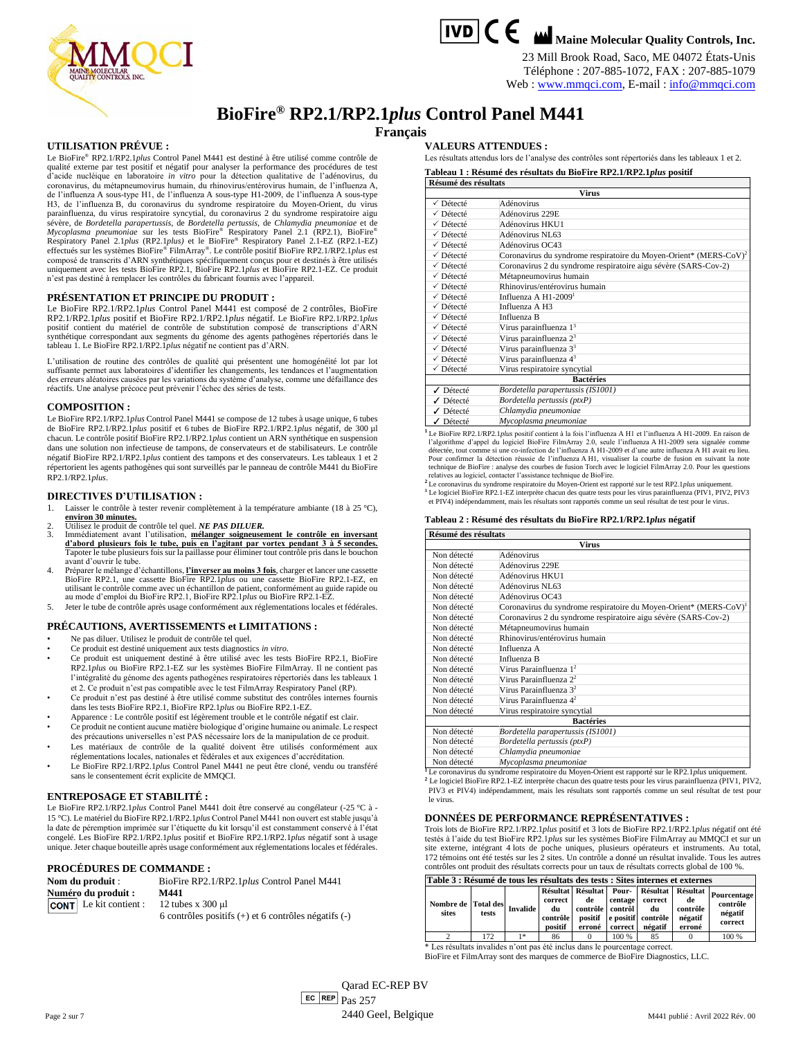Maine Molecular Quality Controls, Inc.
23 Mill Brook Road, Saco, ME 04072 États-Unis
Téléphone : 207-885-1072, FAX : 207-885-1079
Web : www.mmqci.com, E-mail : info@mmqci.com

# BioFire® RP2.1/RP2.1*plus* Control Panel M441

## Français

### UTILISATION PRÉVUE :

Le BioFire® RP2.1/RP2.1*plus* Control Panel M441 est destiné à être utilisé comme contrôle de qualité externe par test positif et négatif pour analyser la performance des procédures de test d'acide nucléique en laboratoire *in vitro* pour la détection qualitative de l'adénovirus, du coronavirus, du métapneumovirus humain, du rhinovirus/entérovirus humain, de l'influenza A, de l'influenza A sous-type H1, de l'influenza A sous-type H1-2009, de l'influenza A sous-type H3, de l'influenza B, du coronavirus du syndrome respiratoire du Moyen-Orient, du virus parainfluenza, du virus respiratoire syncytial, du coronavirus 2 du syndrome respiratoire aigu sévère, de *Bordetella parapertussis*, de *Bordetella pertussis*, de *Chlamydia pneumoniae* et de *Mycoplasma pneumoniae* sur les tests BioFire® Respiratory Panel 2.1 (RP2.1), BioFire® Respiratory Panel 2.1*plus* (RP2.1*plus)* et le BioFire® Respiratory Panel 2.1-EZ (RP2.1-EZ) effectués sur les systèmes BioFire® FilmArray®. Le contrôle positif BioFire RP2.1/RP2.1*plus* est composé de transcrits d'ARN synthétiques spécifiquement conçus pour et destinés à être utilisés uniquement avec les tests BioFire RP2.1, BioFire RP2.1*plus* et BioFire RP2.1-EZ. Ce produit n'est pas destiné à remplacer les contrôles du fabricant fournis avec l'appareil.

### PRÉSENTATION ET PRINCIPE DU PRODUIT :

Le BioFire RP2.1/RP2.1*plus* Control Panel M441 est composé de 2 contrôles, BioFire RP2.1/RP2.1*plus* positif et BioFire RP2.1/RP2.1*plus* négatif. Le BioFire RP2.1/RP2.1*plus* positif contient du matériel de contrôle de substitution composé de transcriptions d'ARN synthétique correspondant aux segments du génome des agents pathogènes répertoriés dans le tableau 1. Le BioFire RP2.1/RP2.1*plus* négatif ne contient pas d'ARN.

L'utilisation de routine des contrôles de qualité qui présentent une homogénéité lot par lot suffisante permet aux laboratoires d'identifier les changements, les tendances et l'augmentation des erreurs aléatoires causées par les variations du système d'analyse, comme une défaillance des réactifs. Une analyse précoce peut prévenir l'échec des séries de tests.

### COMPOSITION :

Le BioFire RP2.1/RP2.1*plus* Control Panel M441 se compose de 12 tubes à usage unique, 6 tubes de BioFire RP2.1/RP2.1*plus* positif et 6 tubes de BioFire RP2.1/RP2.1*plus* négatif, de 300 µl chacun. Le contrôle positif BioFire RP2.1/RP2.1*plus* contient un ARN synthétique en suspension dans une solution non infectieuse de tampons, de conservateurs et de stabilisateurs. Le contrôle négatif BioFire RP2.1/RP2.1*plus* contient des tampons et des conservateurs. Les tableaux 1 et 2 répertorient les agents pathogènes qui sont surveillés par le panneau de contrôle M441 du BioFire RP2.1/RP2.1*plus*.

### DIRECTIVES D'UTILISATION :

1. Laisser le contrôle à tester revenir complètement à la température ambiante (18 à 25 °C), **environ 30 minutes.**
2. Utilisez le produit de contrôle tel quel. ***NE PAS DILUER.***
3. Immédiatement avant l'utilisation, **mélanger soigneusement le contrôle en inversant d'abord plusieurs fois le tube, puis en l'agitant par vortex pendant 3 à 5 secondes.** Tapoter le tube plusieurs fois sur la paillasse pour éliminer tout contrôle pris dans le bouchon avant d'ouvrir le tube.
4. Préparer le mélange d'échantillons, **l'inverser au moins 3 fois**, charger et lancer une cassette BioFire RP2.1, une cassette BioFire RP2.1*plus* ou une cassette BioFire RP2.1-EZ, en utilisant le contrôle comme avec un échantillon de patient, conformément au guide rapide ou au mode d'emploi du BioFire RP2.1, BioFire RP2.1*plus* ou BioFire RP2.1-EZ.
5. Jeter le tube de contrôle après usage conformément aux réglementations locales et fédérales.

### PRÉCAUTIONS, AVERTISSEMENTS et LIMITATIONS :

- Ne pas diluer. Utilisez le produit de contrôle tel quel.
- Ce produit est destiné uniquement aux tests diagnostics *in vitro*.
- Ce produit est uniquement destiné à être utilisé avec les tests BioFire RP2.1, BioFire RP2.1*plus* ou BioFire RP2.1-EZ sur les systèmes BioFire FilmArray. Il ne contient pas l'intégralité du génome des agents pathogènes respiratoires répertoriés dans les tableaux 1 et 2. Ce produit n'est pas compatible avec le test FilmArray Respiratory Panel (RP).
- Ce produit n'est pas destiné à être utilisé comme substitut des contrôles internes fournis dans les tests BioFire RP2.1, BioFire RP2.1*plus* ou BioFire RP2.1-EZ.
- Apparence : Le contrôle positif est légèrement trouble et le contrôle négatif est clair.
- Ce produit ne contient aucune matière biologique d'origine humaine ou animale. Le respect des précautions universelles n'est PAS nécessaire lors de la manipulation de ce produit.
- Les matériaux de contrôle de la qualité doivent être utilisés conformément aux réglementations locales, nationales et fédérales et aux exigences d'accréditation.
- Le BioFire RP2.1/RP2.1*plus* Control Panel M441 ne peut être cloné, vendu ou transféré sans le consentement écrit explicite de MMQCI.

### ENTREPOSAGE ET STABILITÉ :

Le BioFire RP2.1/RP2.1*plus* Control Panel M441 doit être conservé au congélateur (-25 °C à -15 °C). Le matériel du BioFire RP2.1/RP2.1*plus* Control Panel M441 non ouvert est stable jusqu'à la date de péremption imprimée sur l'étiquette du kit lorsqu'il est constamment conservé à l'état congelé. Les BioFire RP2.1/RP2.1*plus* positif et BioFire RP2.1/RP2.1*plus* négatif sont à usage unique. Jeter chaque bouteille après usage conformément aux réglementations locales et fédérales.

### PROCÉDURES DE COMMANDE :

**Nom du produit** : BioFire RP2.1/RP2.1*plus* Control Panel M441
**Numéro du produit :** **M441**
CONT Le kit contient : 12 tubes x 300 µl
6 contrôles positifs (+) et 6 contrôles négatifs (-)

### VALEURS ATTENDUES :

Les résultats attendus lors de l'analyse des contrôles sont répertoriés dans les tableaux 1 et 2.

**Tableau 1 : Résumé des résultats du BioFire RP2.1/RP2.1*plus* positif**

| Résumé des résultats | |
|---|---|
| | **Virus** |
| ✓ Détecté | Adénovirus |
| ✓ Détecté | Adénovirus 229E |
| ✓ Détecté | Adénovirus HKU1 |
| ✓ Détecté | Adénovirus NL63 |
| ✓ Détecté | Adénovirus OC43 |
| ✓ Détecté | Coronavirus du syndrome respiratoire du Moyen-Orient* (MERS-CoV)[2] |
| ✓ Détecté | Coronavirus 2 du syndrome respiratoire aigu sévère (SARS-Cov-2) |
| ✓ Détecté | Métapneumovirus humain |
| ✓ Détecté | Rhinovirus/entérovirus humain |
| ✓ Détecté | Influenza A H1-2009[1] |
| ✓ Détecté | Influenza A H3 |
| ✓ Détecté | Influenza B |
| ✓ Détecté | Virus parainfluenza 1[3] |
| ✓ Détecté | Virus parainfluenza 2[3] |
| ✓ Détecté | Virus parainfluenza 3[3] |
| ✓ Détecté | Virus parainfluenza 4[3] |
| ✓ Détecté | Virus respiratoire syncytial |
| | **Bactéries** |
| ✓ Détecté | *Bordetella parapertussis (IS1001)* |
| ✓ Détecté | *Bordetella pertussis (ptxP)* |
| ✓ Détecté | *Chlamydia pneumoniae* |
| ✓ Détecté | *Mycoplasma pneumoniae* |

[1] Le BioFire RP2.1/RP2.1*plus* positif contient à la fois l'influenza A H1 et l'influenza A H1-2009. En raison de l'algorithme d'appel du logiciel BioFire FilmArray 2.0, seule l'influenza A H1-2009 sera signalée comme détectée, tout comme si une co-infection de l'influenza A H1-2009 et d'une autre influenza A H1 avait eu lieu. Pour confirmer la détection réussie de l'influenza A H1, visualiser la courbe de fusion en suivant la note technique de BioFire : Analyse des courbes de fusion Torch avec le logiciel FilmArray 2.0. Pour les questions relatives au logiciel, contacter l'assistance technique de BioFire.
[2] Le coronavirus du syndrome respiratoire du Moyen-Orient est rapporté sur le test RP2.1*plus* uniquement.
[3] Le logiciel BioFire RP2.1-EZ interprète chacun des quatre tests pour les virus parainfluenza (PIV1, PIV2, PIV3 et PIV4) indépendamment, mais les résultats sont rapportés comme un seul résultat de test pour le virus.

**Tableau 2 : Résumé des résultats du BioFire RP2.1/RP2.1*plus* négatif**

| Résumé des résultats | |
|---|---|
| | **Virus** |
| Non détecté | Adénovirus |
| Non détecté | Adénovirus 229E |
| Non détecté | Adénovirus HKU1 |
| Non détecté | Adénovirus NL63 |
| Non détecté | Adénovirus OC43 |
| Non détecté | Coronavirus du syndrome respiratoire du Moyen-Orient* (MERS-CoV)[1] |
| Non détecté | Coronavirus 2 du syndrome respiratoire aigu sévère (SARS-Cov-2) |
| Non détecté | Métapneumovirus humain |
| Non détecté | Rhinovirus/entérovirus humain |
| Non détecté | Influenza A |
| Non détecté | Influenza B |
| Non détecté | Virus Parainfluenza 1[2] |
| Non détecté | Virus Parainfluenza 2[2] |
| Non détecté | Virus Parainfluenza 3[2] |
| Non détecté | Virus Parainfluenza 4[2] |
| Non détecté | Virus respiratoire syncytial |
| | **Bactéries** |
| Non détecté | *Bordetella parapertussis (IS1001)* |
| Non détecté | *Bordetella pertussis (ptxP)* |
| Non détecté | *Chlamydia pneumoniae* |
| Non détecté | *Mycoplasma pneumoniae* |

[1] Le coronavirus du syndrome respiratoire du Moyen-Orient est rapporté sur le RP2.1*plus* uniquement.
[2] Le logiciel BioFire RP2.1-EZ interprète chacun des quatre tests pour les virus parainfluenza (PIV1, PIV2, PIV3 et PIV4) indépendamment, mais les résultats sont rapportés comme un seul résultat de test pour le virus.

### DONNÉES DE PERFORMANCE REPRÉSENTATIVES :

Trois lots de BioFire RP2.1/RP2.1*plus* positif et 3 lots de BioFire RP2.1/RP2.1*plus* négatif ont été testés à l'aide du test BioFire RP2.1*plus* sur les systèmes BioFire FilmArray au MMQCI et sur un site externe, intégrant 4 lots de poche uniques, plusieurs opérateurs et instruments. Au total, 172 témoins ont été testés sur les 2 sites. Un contrôle a donné un résultat invalide. Tous les autres contrôles ont produit des résultats corrects pour un taux de résultats corrects global de 100 %.

**Table 3 : Résumé de tous les résultats des tests : Sites internes et externes**

| Nombre de sites | Total des tests | Invalide | Résultat correct du contrôle positif | Résultat de contrôle positif erroné | Pourcentage contrôle positif correct | Résultat correct du contrôle négatif | Résultat de contrôle négatif erroné | Pourcentage contrôle négatif correct |
|---|---|---|---|---|---|---|---|---|
| 2 | 172 | 1* | 86 | 0 | 100 % | 85 | 0 | 100 % |

\* Les résultats invalides n'ont pas été inclus dans le pourcentage correct.
BioFire et FilmArray sont des marques de commerce de BioFire Diagnostics, LLC.

EC REP Qarad EC-REP BV
Pas 257
2440 Geel, Belgique

M441 publié : Avril 2022 Rév. 00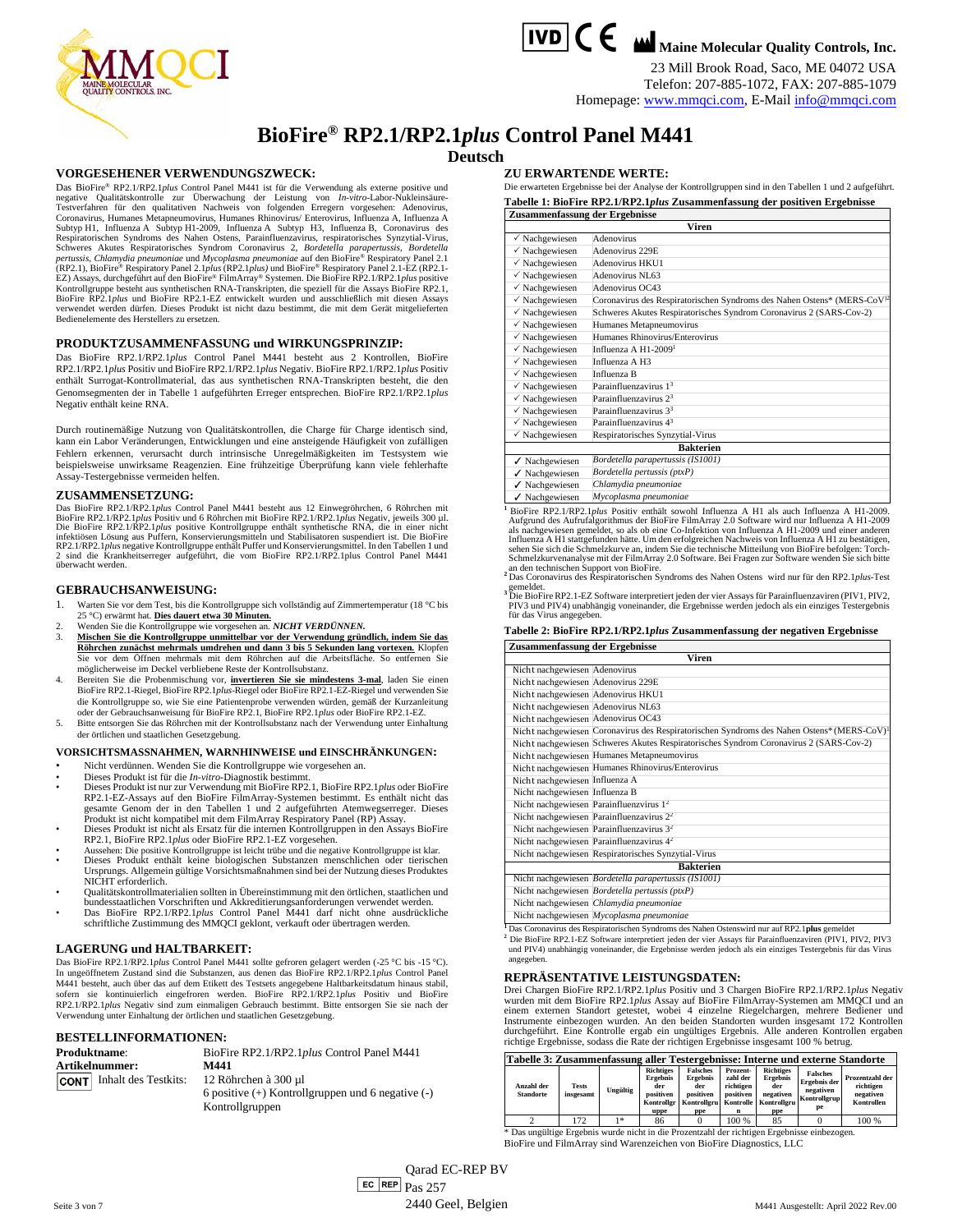Maine Molecular Quality Controls, Inc.

23 Mill Brook Road, Saco, ME 04072 USA
Telefon: 207-885-1072, FAX: 207-885-1079
Homepage: www.mmqci.com, E-Mail info@mmqci.com

# BioFire® RP2.1/RP2.1*plus* Control Panel M441

## Deutsch

## VORGESEHENER VERWENDUNGSZWECK:

Das BioFire® RP2.1/RP2.1*plus* Control Panel M441 ist für die Verwendung als externe positive und negative Qualitätskontrolle zur Überwachung der Leistung von *In-vitro*-Labor-Nukleinsäure-Testverfahren für den qualitativen Nachweis von folgenden Erregern vorgesehen: Adenovirus, Coronavirus, Humanes Metapneumovirus, Humanes Rhinovirus/ Enterovirus, Influenza A, Influenza A Subtyp H1, Influenza A Subtyp H1-2009, Influenza A Subtyp H3, Influenza B, Coronavirus des Respiratorischen Syndroms des Nahen Ostens, Parainfluenzavirus, respiratorisches Synzytial-Virus, Schweres Akutes Respiratorisches Syndrom Coronavirus 2, *Bordetella parapertussis*, *Bordetella pertussis*, *Chlamydia pneumoniae* und *Mycoplasma pneumoniae* auf den BioFire® Respiratory Panel 2.1 (RP2.1), BioFire® Respiratory Panel 2.1*plus* (RP2.1*plus)* und BioFire® Respiratory Panel 2.1-EZ (RP2.1-EZ) Assays, durchgeführt auf den BioFire® FilmArray® Systemen. Die BioFire RP2.1/RP2.1*plus* positive Kontrollgruppe besteht aus synthetischen RNA-Transkripten, die speziell für die Assays BioFire RP2.1, BioFire RP2.1*plus* und BioFire RP2.1-EZ entwickelt wurden und ausschließlich mit diesen Assays verwendet werden dürfen. Dieses Produkt ist nicht dazu bestimmt, die mit dem Gerät mitgelieferten Bedienelemente des Herstellers zu ersetzen.

## PRODUKTZUSAMMENFASSUNG und WIRKUNGSPRINZIP:

Das BioFire RP2.1/RP2.1*plus* Control Panel M441 besteht aus 2 Kontrollen, BioFire RP2.1/RP2.1*plus* Positiv und BioFire RP2.1/RP2.1*plus* Negativ. BioFire RP2.1/RP2.1*plus* Positiv enthält Surrogat-Kontrollmaterial, das aus synthetischen RNA-Transkripten besteht, die den Genomsegmenten der in Tabelle 1 aufgeführten Erreger entsprechen. BioFire RP2.1/RP2.1*plus* Negativ enthält keine RNA.

Durch routinemäßige Nutzung von Qualitätskontrollen, die Charge für Charge identisch sind, kann ein Labor Veränderungen, Entwicklungen und eine ansteigende Häufigkeit von zufälligen Fehlern erkennen, verursacht durch intrinsische Unregelmäßigkeiten im Testsystem wie beispielsweise unwirksame Reagenzien. Eine frühzeitige Überprüfung kann viele fehlerhafte Assay-Testergebnisse vermeiden helfen.

## ZUSAMMENSETZUNG:

Das BioFire RP2.1/RP2.1*plus* Control Panel M441 besteht aus 12 Einwegröhrchen, 6 Röhrchen mit BioFire RP2.1/RP2.1*plus* Positiv und 6 Röhrchen mit BioFire RP2.1/RP2.1*plus* Negativ, jeweils 300 µl. Die BioFire RP2.1/RP2.1*plus* positive Kontrollgruppe enthält synthetische RNA, die in einer nicht infektiösen Lösung aus Puffern, Konservierungsmitteln und Stabilisatoren suspendiert ist. Die BioFire RP2.1/RP2.1*plus* negative Kontrollgruppe enthält Puffer und Konservierungsmittel. In den Tabellen 1 und 2 sind die Krankheitserreger aufgeführt, die vom BioFire RP2.1/RP2.1plus Control Panel M441 überwacht werden.

## GEBRAUCHSANWEISUNG:

1. Warten Sie vor dem Test, bis die Kontrollgruppe sich vollständig auf Zimmertemperatur (18 °C bis 25 °C) erwärmt hat. **Dies dauert etwa 30 Minuten.**
2. Wenden Sie die Kontrollgruppe wie vorgesehen an. ***NICHT VERDÜNNEN.***
3. **Mischen Sie die Kontrollgruppe unmittelbar vor der Verwendung gründlich, indem Sie das Röhrchen zunächst mehrmals umdrehen und dann 3 bis 5 Sekunden lang vortexen.** Klopfen Sie vor dem Öffnen mehrmals mit dem Röhrchen auf die Arbeitsfläche. So entfernen Sie möglicherweise im Deckel verbliebene Reste der Kontrollsubstanz.
4. Bereiten Sie die Probenmischung vor, **invertieren Sie sie mindestens 3-mal**, laden Sie einen BioFire RP2.1-Riegel, BioFire RP2.1*plus*-Riegel oder BioFire RP2.1-EZ-Riegel und verwenden Sie die Kontrollgruppe so, wie Sie eine Patientenprobe verwenden würden, gemäß der Kurzanleitung oder der Gebrauchsanweisung für BioFire RP2.1, BioFire RP2.1*plus* oder BioFire RP2.1-EZ.
5. Bitte entsorgen Sie das Röhrchen mit der Kontrollsubstanz nach der Verwendung unter Einhaltung der örtlichen und staatlichen Gesetzgebung.

## VORSICHTSMASSNAHMEN, WARNHINWEISE und EINSCHRÄNKUNGEN:

- Nicht verdünnen. Wenden Sie die Kontrollgruppe wie vorgesehen an.
- Dieses Produkt ist für die *In-vitro*-Diagnostik bestimmt.
- Dieses Produkt ist nur zur Verwendung mit BioFire RP2.1, BioFire RP2.1*plus* oder BioFire RP2.1-EZ-Assays auf den BioFire FilmArray-Systemen bestimmt. Es enthält nicht das gesamte Genom der in den Tabellen 1 und 2 aufgeführten Atemwegserreger. Dieses Produkt ist nicht kompatibel mit dem FilmArray Respiratory Panel (RP) Assay.
- Dieses Produkt ist nicht als Ersatz für die internen Kontrollgruppen in den Assays BioFire RP2.1, BioFire RP2.1*plus* oder BioFire RP2.1-EZ vorgesehen.
- Aussehen: Die positive Kontrollgruppe ist leicht trübe und die negative Kontrollgruppe ist klar.
- Dieses Produkt enthält keine biologischen Substanzen menschlichen oder tierischen Ursprungs. Allgemein gültige Vorsichtsmaßnahmen sind bei der Nutzung dieses Produktes NICHT erforderlich.
- Qualitätskontrollmaterialien sollten in Übereinstimmung mit den örtlichen, staatlichen und bundesstaatlichen Vorschriften und Akkreditierungsanforderungen verwendet werden.
- Das BioFire RP2.1/RP2.1*plus* Control Panel M441 darf nicht ohne ausdrückliche schriftliche Zustimmung des MMQCI geklont, verkauft oder übertragen werden.

## LAGERUNG und HALTBARKEIT:

Das BioFire RP2.1/RP2.1*plus* Control Panel M441 sollte gefroren gelagert werden (-25 °C bis -15 °C). In ungeöffnetem Zustand sind die Substanzen, aus denen das BioFire RP2.1/RP2.1*plus* Control Panel M441 besteht, auch über das auf dem Etikett des Testsets angegebene Haltbarkeitsdatum hinaus stabil, sofern sie kontinuierlich eingefroren werden. BioFire RP2.1/RP2.1*plus* Positiv und BioFire RP2.1/RP2.1*plus* Negativ sind zum einmaligen Gebrauch bestimmt. Bitte entsorgen Sie sie nach der Verwendung unter Einhaltung der örtlichen und staatlichen Gesetzgebung.

## BESTELLINFORMATIONEN:

**Produktname**: BioFire RP2.1/RP2.1*plus* Control Panel M441
**Artikelnummer:** **M441**
CONT Inhalt des Testkits: 12 Röhrchen à 300 µl
6 positive (+) Kontrollgruppen und 6 negative (-) Kontrollgruppen

## ZU ERWARTENDE WERTE:

Die erwarteten Ergebnisse bei der Analyse der Kontrollgruppen sind in den Tabellen 1 und 2 aufgeführt.

**Tabelle 1: BioFire RP2.1/RP2.1*plus* Zusammenfassung der positiven Ergebnisse**

| Zusammenfassung der Ergebnisse | |
|---|---|
| **Viren** | |
| ✓ Nachgewiesen | Adenovirus |
| ✓ Nachgewiesen | Adenovirus 229E |
| ✓ Nachgewiesen | Adenovirus HKU1 |
| ✓ Nachgewiesen | Adenovirus NL63 |
| ✓ Nachgewiesen | Adenovirus OC43 |
| ✓ Nachgewiesen | Coronavirus des Respiratorischen Syndroms des Nahen Ostens* (MERS-CoV)[2] |
| ✓ Nachgewiesen | Schweres Akutes Respiratorisches Syndrom Coronavirus 2 (SARS-Cov-2) |
| ✓ Nachgewiesen | Humanes Metapneumovirus |
| ✓ Nachgewiesen | Humanes Rhinovirus/Enterovirus |
| ✓ Nachgewiesen | Influenza A H1-2009[1] |
| ✓ Nachgewiesen | Influenza A H3 |
| ✓ Nachgewiesen | Influenza B |
| ✓ Nachgewiesen | Parainfluenzavirus 1[3] |
| ✓ Nachgewiesen | Parainfluenzavirus 2[3] |
| ✓ Nachgewiesen | Parainfluenzavirus 3[3] |
| ✓ Nachgewiesen | Parainfluenzavirus 4[3] |
| ✓ Nachgewiesen | Respiratorisches Synzytial-Virus |
| **Bakterien** | |
| ✓ Nachgewiesen | *Bordetella parapertussis (IS1001)* |
| ✓ Nachgewiesen | *Bordetella pertussis (ptxP)* |
| ✓ Nachgewiesen | *Chlamydia pneumoniae* |
| ✓ Nachgewiesen | *Mycoplasma pneumoniae* |

[1] BioFire RP2.1/RP2.1*plus* Positiv enthält sowohl Influenza A H1 als auch Influenza A H1-2009. Aufgrund des Aufrufalgorithmus der BioFire FilmArray 2.0 Software wird nur Influenza A H1-2009 als nachgewiesen gemeldet, so als ob eine Co-Infektion von Influenza A H1-2009 und einer anderen Influenza A H1 stattgefunden hätte. Um den erfolgreichen Nachweis von Influenza A H1 zu bestätigen, sehen Sie sich die Schmelzkurve an, indem Sie die technische Mitteilung von BioFire befolgen: Torch-Schmelzkurvenanalyse mit der FilmArray 2.0 Software. Bei Fragen zur Software wenden Sie sich bitte an den technischen Support von BioFire.
[2] Das Coronavirus des Respiratorischen Syndroms des Nahen Ostens wird nur für den RP2.1*plus*-Test gemeldet.
[3] Die BioFire RP2.1-EZ Software interpretiert jeden der vier Assays für Parainfluenzaviren (PIV1, PIV2, PIV3 und PIV4) unabhängig voneinander, die Ergebnisse werden jedoch als ein einziges Testergebnis für das Virus angegeben.

**Tabelle 2: BioFire RP2.1/RP2.1*plus* Zusammenfassung der negativen Ergebnisse**

| Zusammenfassung der Ergebnisse | |
|---|---|
| **Viren** | |
| Nicht nachgewiesen | Adenovirus |
| Nicht nachgewiesen | Adenovirus 229E |
| Nicht nachgewiesen | Adenovirus HKU1 |
| Nicht nachgewiesen | Adenovirus NL63 |
| Nicht nachgewiesen | Adenovirus OC43 |
| Nicht nachgewiesen | Coronavirus des Respiratorischen Syndroms des Nahen Ostens* (MERS-CoV)[1] |
| Nicht nachgewiesen | Schweres Akutes Respiratorisches Syndrom Coronavirus 2 (SARS-Cov-2) |
| Nicht nachgewiesen | Humanes Metapneumovirus |
| Nicht nachgewiesen | Humanes Rhinovirus/Enterovirus |
| Nicht nachgewiesen | Influenza A |
| Nicht nachgewiesen | Influenza B |
| Nicht nachgewiesen | Parainfluenzavirus 1[2] |
| Nicht nachgewiesen | Parainfluenzavirus 2[2] |
| Nicht nachgewiesen | Parainfluenzavirus 3[2] |
| Nicht nachgewiesen | Parainfluenzavirus 4[2] |
| Nicht nachgewiesen | Respiratorisches Synzytial-Virus |
| **Bakterien** | |
| Nicht nachgewiesen | *Bordetella parapertussis (IS1001)* |
| Nicht nachgewiesen | *Bordetella pertussis (ptxP)* |
| Nicht nachgewiesen | *Chlamydia pneumoniae* |
| Nicht nachgewiesen | *Mycoplasma pneumoniae* |

[1] Das Coronavirus des Respiratorischen Syndroms des Nahen Ostenswird nur auf RP2.1**plus** gemeldet
[2] Die BioFire RP2.1-EZ Software interpretiert jeden der vier Assays für Parainfluenzaviren (PIV1, PIV2, PIV3 und PIV4) unabhängig voneinander, die Ergebnisse werden jedoch als ein einziges Testergebnis für das Virus angegeben.

## REPRÄSENTATIVE LEISTUNGSDATEN:

Drei Chargen BioFire RP2.1/RP2.1*plus* Positiv und 3 Chargen BioFire RP2.1/RP2.1*plus* Negativ wurden mit dem BioFire RP2.1*plus* Assay auf BioFire FilmArray-Systemen am MMQCI und an einem externen Standort getestet, wobei 4 einzelne Riegelchargen, mehrere Bediener und Instrumente einbezogen wurden. An den beiden Standorten wurden insgesamt 172 Kontrollen durchgeführt. Eine Kontrolle ergab ein ungültiges Ergebnis. Alle anderen Kontrollen ergaben richtige Ergebnisse, sodass die Rate der richtigen Ergebnisse insgesamt 100 % betrug.

**Tabelle 3: Zusammenfassung aller Testergebnisse: Interne und externe Standorte**

| Anzahl der Standorte | Tests insgesamt | Ungültig | Richtiges Ergebnis der positiven Kontrollgruppe | Falsches Ergebnis der positiven Kontrollgruppe | Prozentzahl der richtigen positiven Kontrollen | Richtiges Ergebnis der negativen Kontrollgruppe | Falsches Ergebnis der negativen Kontrollgruppe | Prozentzahl der richtigen negativen Kontrollen |
|---|---|---|---|---|---|---|---|---|
| 2 | 172 | 1* | 86 | 0 | 100 % | 85 | 0 | 100 % |

\* Das ungültige Ergebnis wurde nicht in die Prozentzahl der richtigen Ergebnisse einbezogen.

BioFire und FilmArray sind Warenzeichen von BioFire Diagnostics, LLC

EC REP Qarad EC-REP BV
Pas 257
2440 Geel, Belgien

M441 Ausgestellt: April 2022 Rev.00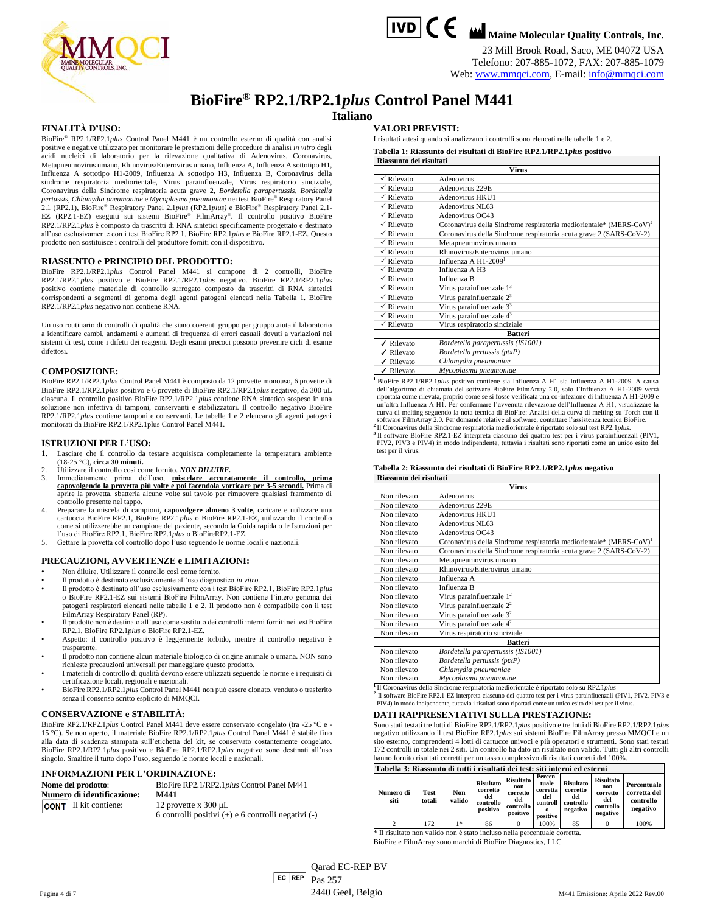Maine Molecular Quality Controls, Inc.
23 Mill Brook Road, Saco, ME 04072 USA
Telefono: 207-885-1072, FAX: 207-885-1079
Web: www.mmqci.com, E-mail: info@mmqci.com

# BioFire® RP2.1/RP2.1*plus* Control Panel M441

## Italiano

### FINALITÀ D'USO:

BioFire® RP2.1/RP2.1*plus* Control Panel M441 è un controllo esterno di qualità con analisi positive e negative utilizzato per monitorare le prestazioni delle procedure di analisi *in vitro* degli acidi nucleici di laboratorio per la rilevazione qualitativa di Adenovirus, Coronavirus, Metapneumovirus umano, Rhinovirus/Enterovirus umano, Influenza A, Influenza A sottotipo H1, Influenza A sottotipo H1-2009, Influenza A sottotipo H3, Influenza B, Coronavirus della sindrome respiratoria mediorientale, Virus parainfluenzale, Virus respiratorio sinciziale, Coronavirus della Sindrome respiratoria acuta grave 2, *Bordetella parapertussis*, *Bordetella pertussis*, *Chlamydia pneumoniae* e *Mycoplasma pneumoniae* nei test BioFire® Respiratory Panel 2.1 (RP2.1), BioFire® Respiratory Panel 2.1*plus* (RP2.1*plus)* e BioFire® Respiratory Panel 2.1-EZ (RP2.1-EZ) eseguiti sui sistemi BioFire® FilmArray®. Il controllo positivo BioFire RP2.1/RP2.1*plus* è composto da trascritti di RNA sintetici specificamente progettato e destinato all'uso esclusivamente con i test BioFire RP2.1, BioFire RP2.1*plus* e BioFire RP2.1-EZ. Questo prodotto non sostituisce i controlli del produttore forniti con il dispositivo.

### RIASSUNTO e PRINCIPIO DEL PRODOTTO:

BioFire RP2.1/RP2.1*plus* Control Panel M441 si compone di 2 controlli, BioFire RP2.1/RP2.1*plus* positivo e BioFire RP2.1/RP2.1*plus* negativo. BioFire RP2.1/RP2.1*plus* positivo contiene materiale di controllo surrogato composto da trascritti di RNA sintetici corrispondenti a segmenti di genoma degli agenti patogeni elencati nella Tabella 1. BioFire RP2.1/RP2.1*plus* negativo non contiene RNA.

Un uso routinario di controlli di qualità che siano coerenti gruppo per gruppo aiuta il laboratorio a identificare cambi, andamenti e aumenti di frequenza di errori casuali dovuti a variazioni nei sistemi di test, come i difetti dei reagenti. Degli esami precoci possono prevenire cicli di esame difettosi.

### COMPOSIZIONE:

BioFire RP2.1/RP2.1*plus* Control Panel M441 è composto da 12 provette monouso, 6 provette di BioFire RP2.1/RP2.1*plus* positivo e 6 provette di BioFire RP2.1/RP2.1*plus* negativo, da 300 µL ciascuna. Il controllo positivo BioFire RP2.1/RP2.1*plus* contiene RNA sintetico sospeso in una soluzione non infettiva di tamponi, conservanti e stabilizzatori. Il controllo negativo BioFire RP2.1/RP2.1*plus* contiene tamponi e conservanti. Le tabelle 1 e 2 elencano gli agenti patogeni monitorati da BioFire RP2.1/RP2.1plus Control Panel M441.

### ISTRUZIONI PER L'USO:

1. Lasciare che il controllo da testare acquisisca completamente la temperatura ambiente (18-25 °C), **circa 30 minuti.**
2. Utilizzare il controllo così come fornito. ***NON DILUIRE.***
3. Immediatamente prima dell'uso, **miscelare accuratamente il controllo, prima capovolgendo la provetta più volte e poi facendola vorticare per 3-5 secondi.** Prima di aprire la provetta, sbatterla alcune volte sul tavolo per rimuovere qualsiasi frammento di controllo presente nel tappo.
4. Preparare la miscela di campioni, **capovolgere almeno 3 volte**, caricare e utilizzare una cartuccia BioFire RP2.1, BioFire RP2.1*plus* o BioFire RP2.1-EZ, utilizzando il controllo come si utilizzerebbe un campione del paziente, secondo la Guida rapida o le Istruzioni per l'uso di BioFire RP2.1, BioFire RP2.1*plus* o BioFireRP2.1-EZ.
5. Gettare la provetta col controllo dopo l'uso seguendo le norme locali e nazionali.

### PRECAUZIONI, AVVERTENZE e LIMITAZIONI:

- Non diluire. Utilizzare il controllo così come fornito.
- Il prodotto è destinato esclusivamente all'uso diagnostico *in vitro*.
- Il prodotto è destinato all'uso esclusivamente con i test BioFire RP2.1, BioFire RP2.1*plus* o BioFire RP2.1-EZ sui sistemi BioFire FilmArray. Non contiene l'intero genoma dei patogeni respiratori elencati nelle tabelle 1 e 2. Il prodotto non è compatibile con il test FilmArray Respiratory Panel (RP).
- Il prodotto non è destinato all'uso come sostituto dei controlli interni forniti nei test BioFire RP2.1, BioFire RP2.1*plus* o BioFire RP2.1-EZ.
- Aspetto: il controllo positivo è leggermente torbido, mentre il controllo negativo è trasparente.
- Il prodotto non contiene alcun materiale biologico di origine animale o umana. NON sono richieste precauzioni universali per maneggiare questo prodotto.
- I materiali di controllo di qualità devono essere utilizzati seguendo le norme e i requisiti di certificazione locali, regionali e nazionali.
- BioFire RP2.1/RP2.1*plus* Control Panel M441 non può essere clonato, venduto o trasferito senza il consenso scritto esplicito di MMQCI.

### CONSERVAZIONE e STABILITÀ:

BioFire RP2.1/RP2.1*plus* Control Panel M441 deve essere conservato congelato (tra -25 °C e -15 °C). Se non aperto, il materiale BioFire RP2.1/RP2.1*plus* Control Panel M441 è stabile fino alla data di scadenza stampata sull'etichetta del kit, se conservato costantemente congelato. BioFire RP2.1/RP2.1*plus* positivo e BioFire RP2.1/RP2.1*plus* negativo sono destinati all'uso singolo. Smaltire il tutto dopo l'uso, seguendo le norme locali e nazionali.

### INFORMAZIONI PER L'ORDINAZIONE:

**Nome del prodotto**: BioFire RP2.1/RP2.1*plus* Control Panel M441
**Numero di identificazione:** **M441**
CONT Il kit contiene: 12 provette x 300 µL
6 controlli positivi (+) e 6 controlli negativi (-)

### VALORI PREVISTI:

I risultati attesi quando si analizzano i controlli sono elencati nelle tabelle 1 e 2.

**Tabella 1: Riassunto dei risultati di BioFire RP2.1/RP2.1*plus* positivo**

| Riassunto dei risultati | |
|---|---|
| | **Virus** |
| ✓ Rilevato | Adenovirus |
| ✓ Rilevato | Adenovirus 229E |
| ✓ Rilevato | Adenovirus HKU1 |
| ✓ Rilevato | Adenovirus NL63 |
| ✓ Rilevato | Adenovirus OC43 |
| ✓ Rilevato | Coronavirus della Sindrome respiratoria mediorientale* (MERS-CoV)[2] |
| ✓ Rilevato | Coronavirus della Sindrome respiratoria acuta grave 2 (SARS-CoV-2) |
| ✓ Rilevato | Metapneumovirus umano |
| ✓ Rilevato | Rhinovirus/Enterovirus umano |
| ✓ Rilevato | Influenza A H1-2009[1] |
| ✓ Rilevato | Influenza A H3 |
| ✓ Rilevato | Influenza B |
| ✓ Rilevato | Virus parainfluenzale 1[3] |
| ✓ Rilevato | Virus parainfluenzale 2[3] |
| ✓ Rilevato | Virus parainfluenzale 3[3] |
| ✓ Rilevato | Virus parainfluenzale 4[3] |
| ✓ Rilevato | Virus respiratorio sinciziale |
| | **Batteri** |
| ✓ Rilevato | *Bordetella parapertussis (IS1001)* |
| ✓ Rilevato | *Bordetella pertussis (ptxP)* |
| ✓ Rilevato | *Chlamydia pneumoniae* |
| ✓ Rilevato | *Mycoplasma pneumoniae* |

[1] BioFire RP2.1/RP2.1*plus* positivo contiene sia Influenza A H1 sia Influenza A H1-2009. A causa dell'algoritmo di chiamata del software BioFire FilmArray 2.0, solo l'Influenza A H1-2009 verrà riportata come rilevata, proprio come se si fosse verificata una co-infezione di Influenza A H1-2009 e un'altra Influenza A H1. Per confermare l'avvenuta rilevazione dell'Influenza A H1, visualizzare la curva di melting seguendo la nota tecnica di BioFire: Analisi della curva di melting su Torch con il software FilmArray 2.0. Per domande relative al software, contattare l'assistenza tecnica BioFire.
[2] Il Coronavirus della Sindrome respiratoria mediorientale è riportato solo sul test RP2.1*plus*.
[3] Il software BioFire RP2.1-EZ interpreta ciascuno dei quattro test per i virus parainfluenzali (PIV1, PIV2, PIV3 e PIV4) in modo indipendente, tuttavia i risultati sono riportati come un unico esito del test per il virus.

**Tabella 2: Riassunto dei risultati di BioFire RP2.1/RP2.1*plus* negativo**

| Riassunto dei risultati | |
|---|---|
| | **Virus** |
| Non rilevato | Adenovirus |
| Non rilevato | Adenovirus 229E |
| Non rilevato | Adenovirus HKU1 |
| Non rilevato | Adenovirus NL63 |
| Non rilevato | Adenovirus OC43 |
| Non rilevato | Coronavirus della Sindrome respiratoria mediorientale* (MERS-CoV)[1] |
| Non rilevato | Coronavirus della Sindrome respiratoria acuta grave 2 (SARS-CoV-2) |
| Non rilevato | Metapneumovirus umano |
| Non rilevato | Rhinovirus/Enterovirus umano |
| Non rilevato | Influenza A |
| Non rilevato | Influenza B |
| Non rilevato | Virus parainfluenzale 1[2] |
| Non rilevato | Virus parainfluenzale 2[2] |
| Non rilevato | Virus parainfluenzale 3[2] |
| Non rilevato | Virus parainfluenzale 4[2] |
| Non rilevato | Virus respiratorio sinciziale |
| | **Batteri** |
| Non rilevato | *Bordetella parapertussis (IS1001)* |
| Non rilevato | *Bordetella pertussis (ptxP)* |
| Non rilevato | *Chlamydia pneumoniae* |
| Non rilevato | *Mycoplasma pneumoniae* |

[1] Il Coronavirus della Sindrome respiratoria mediorientale è riportato solo su RP2.1*plus*
[2] Il software BioFire RP2.1-EZ interpreta ciascuno dei quattro test per i virus parainfluenzali (PIV1, PIV2, PIV3 e PIV4) in modo indipendente, tuttavia i risultati sono riportati come un unico esito del test per il virus.

### DATI RAPPRESENTATIVI SULLA PRESTAZIONE:

Sono stati testati tre lotti di BioFire RP2.1/RP2.1*plus* positivo e tre lotti di BioFire RP2.1/RP2.1*plus* negativo utilizzando il test BioFire RP2.1*plus* sui sistemi BioFire FilmArray presso MMQCI e un sito esterno, comprendenti 4 lotti di cartucce univoci e più operatori e strumenti. Sono stati testati 172 controlli in totale nei 2 siti. Un controllo ha dato un risultato non valido. Tutti gli altri controlli hanno fornito risultati corretti per un tasso complessivo di risultati corretti del 100%.

**Tabella 3: Riassunto di tutti i risultati dei test: siti interni ed esterni**

| Numero di siti | Test totali | Non valido | Risultato corretto del controllo positivo | Risultato non corretto del controllo positivo | Percentuale corretta del controllo positivo | Risultato corretto del controllo negativo | Risultato non corretto del controllo negativo | Percentuale corretta del controllo negativo |
|---|---|---|---|---|---|---|---|---|
| 2 | 172 | 1* | 86 | 0 | 100% | 85 | 0 | 100% |

\* Il risultato non valido non è stato incluso nella percentuale corretta.

BioFire e FilmArray sono marchi di BioFire Diagnostics, LLC

EC REP Qarad EC-REP BV
Pas 257
2440 Geel, Belgio

M441 Emissione: Aprile 2022 Rev.00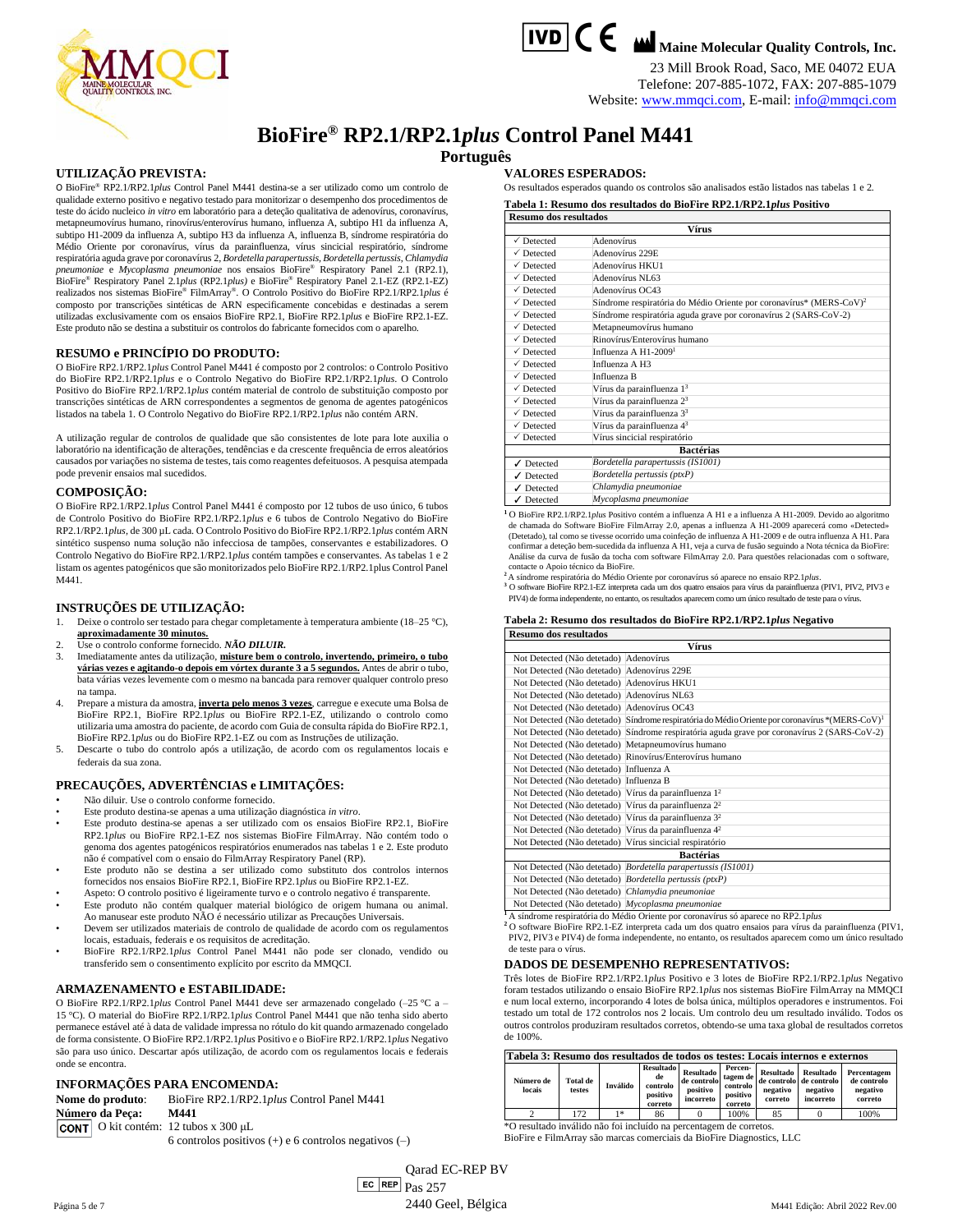Maine Molecular Quality Controls, Inc.
23 Mill Brook Road, Saco, ME 04072 EUA
Telefone: 207-885-1072, FAX: 207-885-1079
Website: www.mmqci.com, E-mail: info@mmqci.com

# BioFire® RP2.1/RP2.1*plus* Control Panel M441

## Português

### UTILIZAÇÃO PREVISTA:

O BioFire® RP2.1/RP2.1*plus* Control Panel M441 destina-se a ser utilizado como um controlo de qualidade externo positivo e negativo testado para monitorizar o desempenho dos procedimentos de teste do ácido nucleico *in vitro* em laboratório para a deteção qualitativa de adenovírus, coronavírus, metapneumovírus humano, rinovírus/enterovírus humano, influenza A, subtipo H1 da influenza A, subtipo H1-2009 da influenza A, subtipo H3 da influenza A, influenza B, síndrome respiratória do Médio Oriente por coronavírus, vírus da parainfluenza, vírus sincicial respiratório, síndrome respiratória aguda grave por coronavírus 2, *Bordetella parapertussis*, *Bordetella pertussis*, *Chlamydia pneumoniae* e *Mycoplasma pneumoniae* nos ensaios BioFire® Respiratory Panel 2.1 (RP2.1), BioFire® Respiratory Panel 2.1*plus* (RP2.1*plus*) e BioFire® Respiratory Panel 2.1-EZ (RP2.1-EZ) realizados nos sistemas BioFire® FilmArray®. O Controlo Positivo do BioFire RP2.1/RP2.1*plus* é composto por transcrições sintéticas de ARN especificamente concebidas e destinadas a serem utilizadas exclusivamente com os ensaios BioFire RP2.1, BioFire RP2.1*plus* e BioFire RP2.1-EZ. Este produto não se destina a substituir os controlos do fabricante fornecidos com o aparelho.

### RESUMO e PRINCÍPIO DO PRODUTO:

O BioFire RP2.1/RP2.1*plus* Control Panel M441 é composto por 2 controlos: o Controlo Positivo do BioFire RP2.1/RP2.1*plus* e o Controlo Negativo do BioFire RP2.1/RP2.1*plus*. O Controlo Positivo do BioFire RP2.1/RP2.1*plus* contém material de controlo de substituição composto por transcrições sintéticas de ARN correspondentes a segmentos de genoma de agentes patogénicos listados na tabela 1. O Controlo Negativo do BioFire RP2.1/RP2.1*plus* não contém ARN.

A utilização regular de controlos de qualidade que são consistentes de lote para lote auxilia o laboratório na identificação de alterações, tendências e da crescente frequência de erros aleatórios causados por variações no sistema de testes, tais como reagentes defeituosos. A pesquisa atempada pode prevenir ensaios mal sucedidos.

### COMPOSIÇÃO:

O BioFire RP2.1/RP2.1*plus* Control Panel M441 é composto por 12 tubos de uso único, 6 tubos de Controlo Positivo do BioFire RP2.1/RP2.1*plus* e 6 tubos de Controlo Negativo do BioFire RP2.1/RP2.1*plus*, de 300 µL cada. O Controlo Positivo do BioFire RP2.1/RP2.1*plus* contém ARN sintético suspenso numa solução não infecciosa de tampões, conservantes e estabilizadores. O Controlo Negativo do BioFire RP2.1/RP2.1*plus* contém tampões e conservantes. As tabelas 1 e 2 listam os agentes patogénicos que são monitorizados pelo BioFire RP2.1/RP2.1plus Control Panel M441.

### INSTRUÇÕES DE UTILIZAÇÃO:

1. Deixe o controlo ser testado para chegar completamente à temperatura ambiente (18–25 °C), **aproximadamente 30 minutos.**
2. Use o controlo conforme fornecido. ***NÃO DILUIR.***
3. Imediatamente antes da utilização, **misture bem o controlo, invertendo, primeiro, o tubo várias vezes e agitando-o depois em vórtex durante 3 a 5 segundos.** Antes de abrir o tubo, bata várias vezes levemente com o mesmo na bancada para remover qualquer controlo preso na tampa.
4. Prepare a mistura da amostra, **inverta pelo menos 3 vezes**, carregue e execute uma Bolsa de BioFire RP2.1, BioFire RP2.1*plus* ou BioFire RP2.1-EZ, utilizando o controlo como utilizaria uma amostra do paciente, de acordo com Guia de consulta rápida do BioFire RP2.1, BioFire RP2.1*plus* ou do BioFire RP2.1-EZ ou com as Instruções de utilização.
5. Descarte o tubo do controlo após a utilização, de acordo com os regulamentos locais e federais da sua zona.

### PRECAUÇÕES, ADVERTÊNCIAS e LIMITAÇÕES:

- Não diluir. Use o controlo conforme fornecido.
- Este produto destina-se apenas a uma utilização diagnóstica *in vitro*.
- Este produto destina-se apenas a ser utilizado com os ensaios BioFire RP2.1, BioFire RP2.1*plus* ou BioFire RP2.1-EZ nos sistemas BioFire FilmArray. Não contém todo o genoma dos agentes patogénicos respiratórios enumerados nas tabelas 1 e 2. Este produto não é compatível com o ensaio do FilmArray Respiratory Panel (RP).
- Este produto não se destina a ser utilizado como substituto dos controlos internos fornecidos nos ensaios BioFire RP2.1, BioFire RP2.1*plus* ou BioFire RP2.1-EZ.
- Aspeto: O controlo positivo é ligeiramente turvo e o controlo negativo é transparente.
- Este produto não contém qualquer material biológico de origem humana ou animal. Ao manusear este produto NÃO é necessário utilizar as Precauções Universais.
- Devem ser utilizados materiais de controlo de qualidade de acordo com os regulamentos locais, estaduais, federais e os requisitos de acreditação.
- BioFire RP2.1/RP2.1*plus* Control Panel M441 não pode ser clonado, vendido ou transferido sem o consentimento explícito por escrito da MMQCI.

### ARMAZENAMENTO e ESTABILIDADE:

O BioFire RP2.1/RP2.1*plus* Control Panel M441 deve ser armazenado congelado (–25 °C a –15 °C). O material do BioFire RP2.1/RP2.1*plus* Control Panel M441 que não tenha sido aberto permanece estável até à data de validade impressa no rótulo do kit quando armazenado congelado de forma consistente. O BioFire RP2.1/RP2.1*plus* Positivo e o BioFire RP2.1/RP2.1*plus* Negativo são para uso único. Descartar após utilização, de acordo com os regulamentos locais e federais onde se encontra.

### INFORMAÇÕES PARA ENCOMENDA:

**Nome do produto**: BioFire RP2.1/RP2.1*plus* Control Panel M441
**Número da Peça:** **M441**
CONT O kit contém: 12 tubos x 300 µL
6 controlos positivos (+) e 6 controlos negativos (–)

### VALORES ESPERADOS:

Os resultados esperados quando os controlos são analisados estão listados nas tabelas 1 e 2.

**Tabela 1: Resumo dos resultados do BioFire RP2.1/RP2.1*plus* Positivo**

| Resumo dos resultados | |
|---|---|
| | **Vírus** |
| ✓ Detected | Adenovírus |
| ✓ Detected | Adenovírus 229E |
| ✓ Detected | Adenovírus HKU1 |
| ✓ Detected | Adenovírus NL63 |
| ✓ Detected | Adenovírus OC43 |
| ✓ Detected | Síndrome respiratória do Médio Oriente por coronavírus* (MERS-CoV)[2] |
| ✓ Detected | Síndrome respiratória aguda grave por coronavírus 2 (SARS-CoV-2) |
| ✓ Detected | Metapneumovírus humano |
| ✓ Detected | Rinovírus/Enterovírus humano |
| ✓ Detected | Influenza A H1-2009[1] |
| ✓ Detected | Influenza A H3 |
| ✓ Detected | Influenza B |
| ✓ Detected | Vírus da parainfluenza 1[3] |
| ✓ Detected | Vírus da parainfluenza 2[3] |
| ✓ Detected | Vírus da parainfluenza 3[3] |
| ✓ Detected | Vírus da parainfluenza 4[3] |
| ✓ Detected | Vírus sincicial respiratório |
| | **Bactérias** |
| ✓ Detected | *Bordetella parapertussis (IS1001)* |
| ✓ Detected | *Bordetella pertussis (ptxP)* |
| ✓ Detected | *Chlamydia pneumoniae* |
| ✓ Detected | *Mycoplasma pneumoniae* |

[1] O BioFire RP2.1/RP2.1*plus* Positivo contém a influenza A H1 e a influenza A H1-2009. Devido ao algoritmo de chamada do Software BioFire FilmArray 2.0, apenas a influenza A H1-2009 aparecerá como «Detected» (Detetado), tal como se tivesse ocorrido uma coinfeção de influenza A H1-2009 e de outra influenza A H1. Para confirmar a deteção bem-sucedida da influenza A H1, veja a curva de fusão seguindo a Nota técnica da BioFire: Análise da curva de fusão da tocha com software FilmArray 2.0. Para questões relacionadas com o software, contacte o Apoio técnico da BioFire.
[2] A síndrome respiratória do Médio Oriente por coronavírus só aparece no ensaio RP2.1*plus*.
[3] O software BioFire RP2.1-EZ interpreta cada um dos quatro ensaios para vírus da parainfluenza (PIV1, PIV2, PIV3 e PIV4) de forma independente, no entanto, os resultados aparecem como único resultado de teste para o vírus.

**Tabela 2: Resumo dos resultados do BioFire RP2.1/RP2.1*plus* Negativo**

| Resumo dos resultados | |
|---|---|
| | **Vírus** |
| Not Detected (Não detetado) | Adenovírus |
| Not Detected (Não detetado) | Adenovírus 229E |
| Not Detected (Não detetado) | Adenovírus HKU1 |
| Not Detected (Não detetado) | Adenovírus NL63 |
| Not Detected (Não detetado) | Adenovírus OC43 |
| Not Detected (Não detetado) | Síndrome respiratória do Médio Oriente por coronavírus *(MERS-CoV)[1] |
| Not Detected (Não detetado) | Síndrome respiratória aguda grave por coronavírus 2 (SARS-CoV-2) |
| Not Detected (Não detetado) | Metapneumovírus humano |
| Not Detected (Não detetado) | Rinovírus/Enterovírus humano |
| Not Detected (Não detetado) | Influenza A |
| Not Detected (Não detetado) | Influenza B |
| Not Detected (Não detetado) | Vírus da parainfluenza 1[2] |
| Not Detected (Não detetado) | Vírus da parainfluenza 2[2] |
| Not Detected (Não detetado) | Vírus da parainfluenza 3[2] |
| Not Detected (Não detetado) | Vírus da parainfluenza 4[2] |
| Not Detected (Não detetado) | Vírus sincicial respiratório |
| | **Bactérias** |
| Not Detected (Não detetado) | *Bordetella parapertussis (IS1001)* |
| Not Detected (Não detetado) | *Bordetella pertussis (ptxP)* |
| Not Detected (Não detetado) | *Chlamydia pneumoniae* |
| Not Detected (Não detetado) | *Mycoplasma pneumoniae* |

[1] A síndrome respiratória do Médio Oriente por coronavírus só aparece no RP2.1*plus*
[2] O software BioFire RP2.1-EZ interpreta cada um dos quatro ensaios para vírus da parainfluenza (PIV1, PIV2, PIV3 e PIV4) de forma independente, no entanto, os resultados aparecem como único resultado de teste para o vírus.

### DADOS DE DESEMPENHO REPRESENTATIVOS:

Três lotes de BioFire RP2.1/RP2.1*plus* Positivo e 3 lotes de BioFire RP2.1/RP2.1*plus* Negativo foram testados utilizando o ensaio BioFire RP2.1*plus* nos sistemas BioFire FilmArray na MMQCI e num local externo, incorporando 4 lotes de bolsa única, múltiplos operadores e instrumentos. Foi testado um total de 172 controlos nos 2 locais. Um controlo deu um resultado inválido. Todos os outros controlos produziram resultados corretos, obtendo-se uma taxa global de resultados corretos de 100%.

**Tabela 3: Resumo dos resultados de todos os testes: Locais internos e externos**

| Número de locais | Total de testes | Inválido | Resultado de controlo positivo correto | Resultado de controlo positivo incorreto | Percentagem de controlo positivo correto | Resultado de controlo negativo correto | Resultado de controlo negativo incorreto | Percentagem de controlo negativo correto |
|---|---|---|---|---|---|---|---|---|
| 2 | 172 | 1* | 86 | 0 | 100% | 85 | 0 | 100% |

*O resultado inválido não foi incluído na percentagem de corretos.

BioFire e FilmArray são marcas comerciais da BioFire Diagnostics, LLC

EC REP Qarad EC-REP BV
Pas 257
2440 Geel, Bélgica

M441 Edição: Abril 2022 Rev.00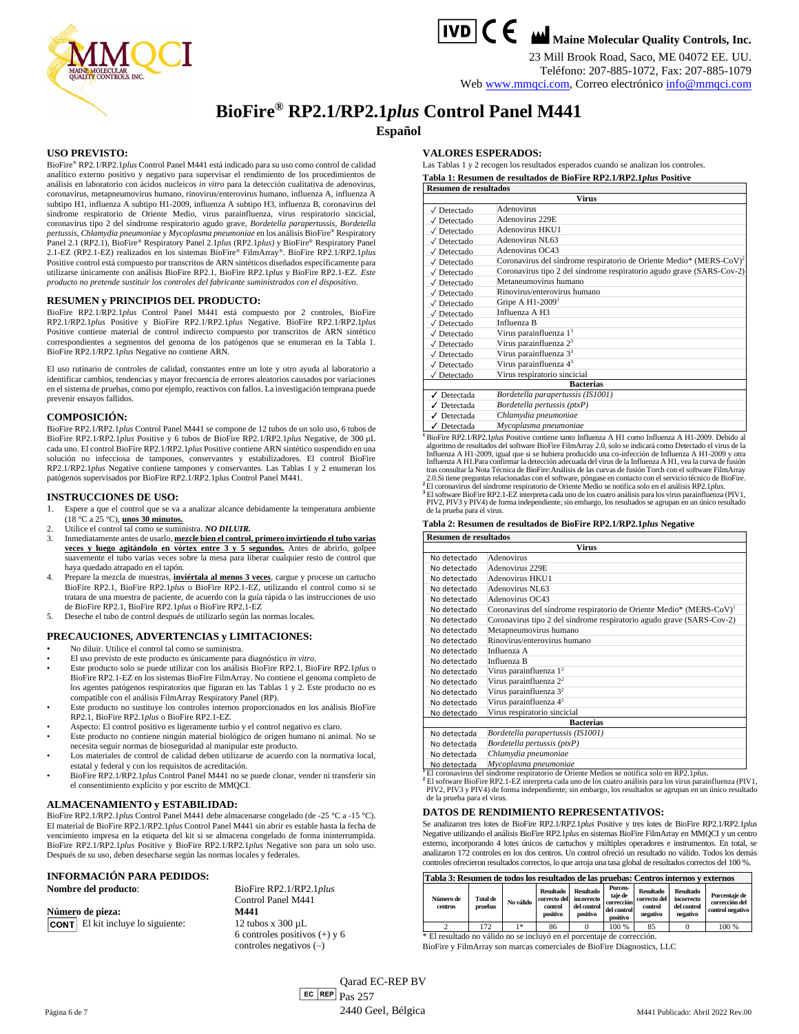IVD CE Maine Molecular Quality Controls, Inc.
23 Mill Brook Road, Saco, ME 04072 EE. UU.
Teléfono: 207-885-1072, Fax: 207-885-1079
Web www.mmqci.com, Correo electrónico info@mmqci.com

# BioFire® RP2.1/RP2.1*plus* Control Panel M441

**Español**

## USO PREVISTO:

BioFire® RP2.1/RP2.1*plus* Control Panel M441 está indicado para su uso como control de calidad analítico externo positivo y negativo para supervisar el rendimiento de los procedimientos de análisis en laboratorio con ácidos nucleicos *in vitro* para la detección cualitativa de adenovirus, coronavirus, metapneumovirus humano, rinovirus/enterovirus humano, influenza A, influenza A subtipo H1, influenza A subtipo H1-2009, influenza A subtipo H3, influenza B, coronavirus del síndrome respiratorio de Oriente Medio, virus parainfluenza, virus respiratorio sincicial, coronavirus tipo 2 del síndrome respiratorio agudo grave, *Bordetella parapertussis*, *Bordetella pertussis*, *Chlamydia pneumoniae* y *Mycoplasma pneumoniae* en los análisis BioFire® Respiratory Panel 2.1 (RP2.1), BioFire® Respiratory Panel 2.1*plus* (RP2.1*plus*) y BioFire® Respiratory Panel 2.1-EZ (RP2.1-EZ) realizados en los sistemas BioFire® FilmArray®. BioFire RP2.1/RP2.1*plus* Positive control está compuesto por transcritos de ARN sintéticos diseñados específicamente para utilizarse únicamente con análisis BioFire RP2.1, BioFire RP2.1*plus* y BioFire RP2.1-EZ. *Este producto no pretende sustituir los controles del fabricante suministrados con el dispositivo.*

## RESUMEN y PRINCIPIOS DEL PRODUCTO:

BioFire RP2.1/RP2.1*plus* Control Panel M441 está compuesto por 2 controles, BioFire RP2.1/RP2.1*plus* Positive y BioFire RP2.1/RP2.1*plus* Negative. BioFire RP2.1/RP2.1*plus* Positive contiene material de control indirecto compuesto por transcritos de ARN sintético suspendido en solución correspondientes a segmentos del genoma de los patógenos que se enumeran en la Tabla 1. BioFire RP2.1/RP2.1*plus* Negative no contiene ARN.

El uso rutinario de controles de calidad, constantes entre un lote y otro ayuda al laboratorio a identificar cambios, tendencias y mayor frecuencia de errores aleatorios causados por variaciones en el sistema de pruebas, como por ejemplo, reactivos con fallos. La investigación temprana puede prevenir ensayos fallidos.

## COMPOSICIÓN:

BioFire RP2.1/RP2.1*plus* Control Panel M441 se compone de 12 tubos de un solo uso, 6 tubos de BioFire RP2.1/RP2.1*plus* Positive y 6 tubos de BioFire RP2.1/RP2.1*plus* Negative, de 300 µL cada uno. El control BioFire RP2.1/RP2.1*plus* Positive contiene ARN sintético suspendido en una solución no infecciosa de tampones, conservantes y estabilizadores. El control BioFire RP2.1/RP2.1*plus* Negative contiene tampones y conservantes. Las Tablas 1 y 2 enumeran los patógenos supervisados por BioFire RP2.1/RP2.1plus Control Panel M441.

## INSTRUCCIONES DE USO:

1. Espere a que el control que se va a analizar alcance debidamente la temperatura ambiente (18 °C a 25 °C), **unos 30 minutos.**
2. Utilice el control tal como se suministra. ***NO DILUIR.***
3. Inmediatamente antes de usarlo, **mezcle bien el control, primero invirtiendo el tubo varias veces y luego agitándolo en vórtex entre 3 y 5 segundos.** Antes de abrirlo, golpee suavemente el tubo varias veces sobre la mesa para liberar cualquier resto de control que haya quedado atrapado en el tapón.
4. Prepare la mezcla de muestras, **inviértala al menos 3 veces**, cargue y procese un cartucho BioFire RP2.1, BioFire RP2.1*plus* o BioFire RP2.1-EZ, utilizando el control como si se tratara de una muestra de paciente, de acuerdo con la guía rápida o las instrucciones de uso de BioFire RP2.1, BioFire RP2.1*plus* o BioFire RP2.1-EZ
5. Deseche el tubo de control después de utilizarlo según las normas locales.

## PRECAUCIONES, ADVERTENCIAS y LIMITACIONES:

- No diluir. Utilice el control tal como se suministra.
- El uso previsto de este producto es únicamente para diagnóstico *in vitro*.
- Este producto solo se puede utilizar con los análisis BioFire RP2.1, BioFire RP2.1*plus* o BioFire RP2.1-EZ en los sistemas BioFire FilmArray. No contiene el genoma completo de los agentes patógenos respiratorios que figuran en las Tablas 1 y 2. Este producto no es compatible con el análisis FilmArray Respiratory Panel (RP).
- Este producto no sustituye los controles internos proporcionados en los análisis BioFire RP2.1, BioFire RP2.1*plus* o BioFire RP2.1-EZ.
- Aspecto: El control positivo es ligeramente turbio y el control negativo es claro.
- Este producto no contiene ningún material biológico de origen humano ni animal. No se necesita seguir normas de bioseguridad al manipular este producto.
- Los materiales de control de calidad deben utilizarse de acuerdo con la normativa local, estatal y federal y con los requisitos de acreditación.
- BioFire RP2.1/RP2.1*plus* Control Panel M441 no se puede clonar, vender ni transferir sin el consentimiento explícito y por escrito de MMQCI.

## ALMACENAMIENTO y ESTABILIDAD:

BioFire RP2.1/RP2.1*plus* Control Panel M441 debe almacenarse congelado (de -25 °C a -15 °C). El material de BioFire RP2.1/RP2.1*plus* Control Panel M441 sin abrir es estable hasta la fecha de vencimiento impresa en la etiqueta del kit si se almacena congelado de forma ininterrumpida. BioFire RP2.1/RP2.1*plus* Positive y BioFire RP2.1/RP2.1*plus* Negative son para un solo uso. Después de su uso, deben desecharse según las normas locales y federales.

## INFORMACIÓN PARA PEDIDOS:

**Nombre del producto**: BioFire RP2.1/RP2.1*plus* Control Panel M441

**Número de pieza:** **M441**

CONT El kit incluye lo siguiente: 12 tubos x 300 µL, 6 controles positivos (+) y 6 controles negativos (–)

## VALORES ESPERADOS:

Las Tablas 1 y 2 recogen los resultados esperados cuando se analizan los controles.

**Tabla 1: Resumen de resultados de BioFire RP2.1/RP2.1*plus* Positive**

| Resumen de resultados | |
|---|---|
| | **Virus** |
| ✓ Detectado | Adenovirus |
| ✓ Detectado | Adenovirus 229E |
| ✓ Detectado | Adenovirus HKU1 |
| ✓ Detectado | Adenovirus NL63 |
| ✓ Detectado | Adenovirus OC43 |
| ✓ Detectado | Coronavirus del síndrome respiratorio de Oriente Medio* (MERS-CoV)[2] |
| ✓ Detectado | Coronavirus tipo 2 del síndrome respiratorio agudo grave (SARS-Cov-2) |
| ✓ Detectado | Metaneumovirus humano |
| ✓ Detectado | Rinovirus/enterovirus humano |
| ✓ Detectado | Gripe A H1-2009[1] |
| ✓ Detectado | Influenza A H3 |
| ✓ Detectado | Influenza B |
| ✓ Detectado | Virus parainfluenza 1[3] |
| ✓ Detectado | Virus parainfluenza 2[3] |
| ✓ Detectado | Virus parainfluenza 3[3] |
| ✓ Detectado | Virus parainfluenza 4[3] |
| ✓ Detectado | Virus respiratorio sincicial |
| | **Bacterias** |
| ✓ Detectada | *Bordetella parapertussis (IS1001)* |
| ✓ Detectada | *Bordetella pertussis (ptxP)* |
| ✓ Detectada | *Chlamydia pneumoniae* |
| ✓ Detectada | *Mycoplasma pneumoniae* |

[1] BioFire RP2.1/RP2.1*plus* Positive contiene tanto Influenza A H1 como Influenza A H1-2009. Debido al algoritmo de resultados del software BioFire FilmArray 2.0, solo se indicará como Detectado el virus de la Influenza A H1-2009, igual que si se hubiera producido una co-infección de Influenza A H1-2009 y otra Influenza A H1.Para confirmar la detección adecuada del virus de la Influenza A H1, vea la curva de fusión tras consultar la Nota Técnica de BioFire:Análisis de las curvas de fusión Torch con el software FilmArray 2.0.Si tiene preguntas relacionadas con el software, póngase en contacto con el servicio técnico de BioFire.
[2] El coronavirus del síndrome respiratorio de Oriente Medio se notifica solo en el análisis RP2.1*plus*.
[3] El software BioFire RP2.1-EZ interpreta cada uno de los cuatro análisis para los virus parainfluenza (PIV1, PIV2, PIV3 y PIV4) de forma independiente; sin embargo, los resultados se agrupan en un único resultado de la prueba para el virus.

**Tabla 2: Resumen de resultados de BioFire RP2.1/RP2.1*plus* Negative**

| Resumen de resultados | |
|---|---|
| | **Virus** |
| No detectado | Adenovirus |
| No detectado | Adenovirus 229E |
| No detectado | Adenovirus HKU1 |
| No detectado | Adenovirus NL63 |
| No detectado | Adenovirus OC43 |
| No detectado | Coronavirus del síndrome respiratorio de Oriente Medio* (MERS-CoV)[1] |
| No detectado | Coronavirus tipo 2 del síndrome respiratorio agudo grave (SARS-Cov-2) |
| No detectado | Metapneumovirus humano |
| No detectado | Rinovirus/enterovirus humano |
| No detectado | Influenza A |
| No detectado | Influenza B |
| No detectado | Virus parainfluenza 1[2] |
| No detectado | Virus parainfluenza 2[2] |
| No detectado | Virus parainfluenza 3[2] |
| No detectado | Virus parainfluenza 4[2] |
| No detectado | Virus respiratorio sincicial |
| | **Bacterias** |
| No detectada | *Bordetella parapertussis (IS1001)* |
| No detectada | *Bordetella pertussis (ptxP)* |
| No detectada | *Chlamydia pneumoniae* |
| No detectada | *Mycoplasma pneumoniae* |

[1] El coronavirus del síndrome respiratorio de Oriente Medios se notifica solo en RP2.1*plus*.
[2] El software BioFire RP2.1-EZ interpreta cada uno de los cuatro análisis para los virus parainfluenza (PIV1, PIV2, PIV3 y PIV4) de forma independiente; sin embargo, los resultados se agrupan en un único resultado de la prueba para el virus.

## DATOS DE RENDIMIENTO REPRESENTATIVOS:

Se analizaron tres lotes de BioFire RP2.1/RP2.1*plus* Positive y tres lotes de BioFire RP2.1/RP2.1*plus* Negative utilizando el análisis BioFire RP2.1*plus* en sistemas BioFire FilmArray en MMQCI y un centro externo, incorporando 4 lotes únicos de cartuchos y múltiples operadores e instrumentos. En total, se analizaron 172 controles en los dos centros. Un control ofreció un resultado no válido. Todos los demás controles ofrecieron resultados correctos, lo que arroja una tasa global de resultados correctos del 100 %.

**Tabla 3: Resumen de todos los resultados de las pruebas: Centros internos y externos**

| Número de centros | Total de pruebas | No válido | Resultado correcto del control positivo | Resultado incorrecto del control positivo | Porcentaje de corrección del control positivo | Resultado correcto del control negativo | Resultado incorrecto del control negativo | Porcentaje de corrección del control negativo |
|---|---|---|---|---|---|---|---|---|
| 2 | 172 | 1* | 86 | 0 | 100 % | 85 | 0 | 100 % |

\* El resultado no válido no se incluyó en el porcentaje de corrección.

BioFire y FilmArray son marcas comerciales de BioFire Diagnostics, LLC

EC REP Qarad EC-REP BV
Pas 257
2440 Geel, Bélgica

M441 Publicado: Abril 2022 Rev.00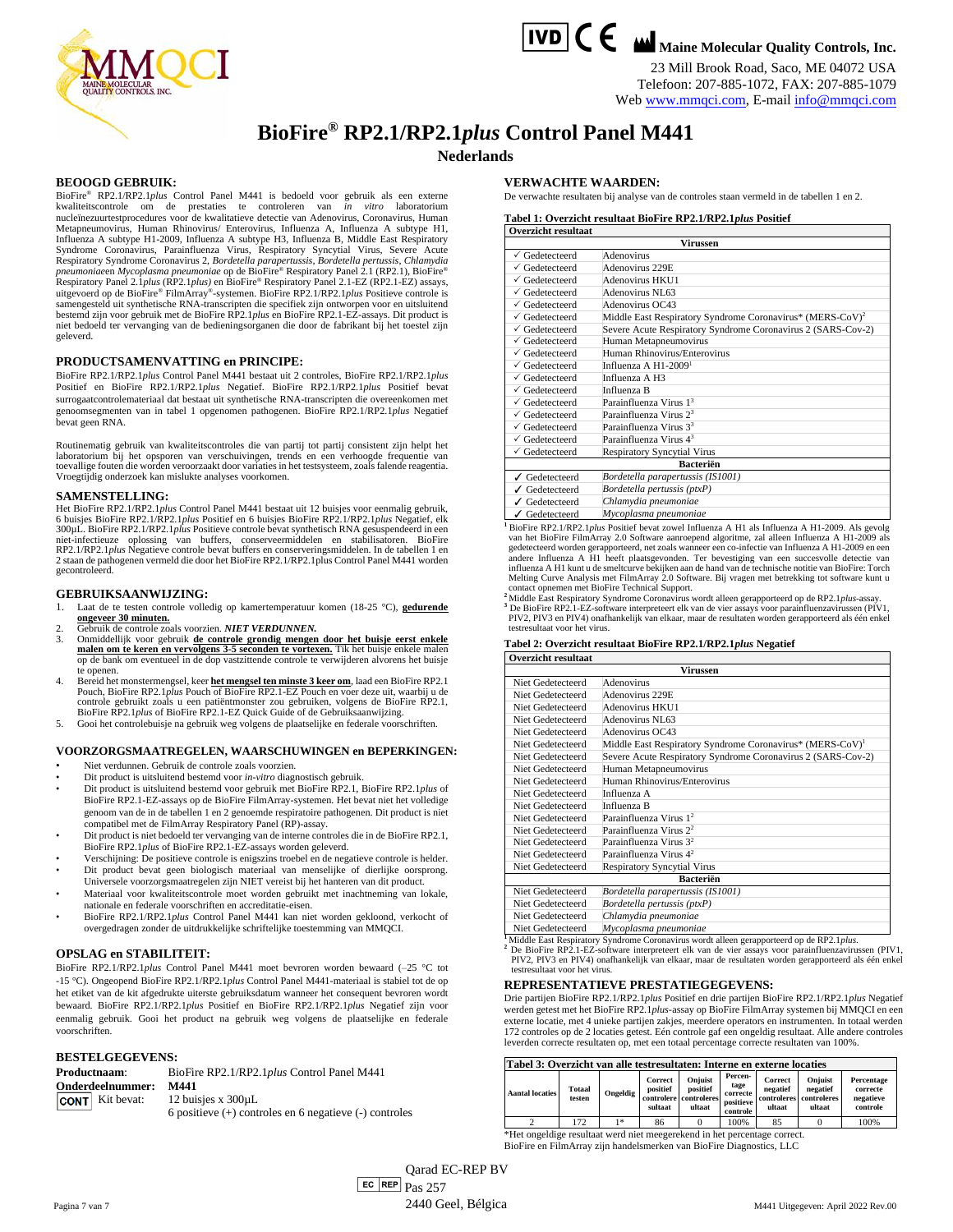Maine Molecular Quality Controls, Inc.
23 Mill Brook Road, Saco, ME 04072 USA
Telefoon: 207-885-1072, FAX: 207-885-1079
Web www.mmqci.com, E-mail info@mmqci.com

# BioFire® RP2.1/RP2.1*plus* Control Panel M441

## Nederlands

### BEOOGD GEBRUIK:

BioFire® RP2.1/RP2.1*plus* Control Panel M441 is bedoeld voor gebruik als een externe kwaliteitscontrole om de prestaties te controleren van *in vitro* laboratorium nucleïnezuurtestprocedures voor de kwalitatieve detectie van Adenovirus, Coronavirus, Human Metapneumovirus, Human Rhinovirus/ Enterovirus, Influenza A, Influenza A subtype H1, Influenza A subtype H1-2009, Influenza A subtype H3, Influenza B, Middle East Respiratory Syndrome Coronavirus, Parainfluenza Virus, Respiratory Syncytial Virus, Severe Acute Respiratory Syndrome Coronavirus 2, *Bordetella parapertussis*, *Bordetella pertussis*, *Chlamydia pneumoniae*en *Mycoplasma pneumoniae* op de BioFire® Respiratory Panel 2.1 (RP2.1), BioFire® Respiratory Panel 2.1*plus* (RP2.1*plus)* en BioFire® Respiratory Panel 2.1-EZ (RP2.1-EZ) assays, uitgevoerd op de BioFire® FilmArray®-systemen. BioFire RP2.1/RP2.1*plus* Positieve controle is samengesteld uit synthetische RNA-transcripten die specifiek zijn ontworpen voor en uitsluitend bestemd zijn voor gebruik met de BioFire RP2.1*plus* en BioFire RP2.1-EZ-assays. Dit product is niet bedoeld ter vervanging van de bedieningsorganen die door de fabrikant bij het toestel zijn geleverd.

### PRODUCTSAMENVATTING en PRINCIPE:

BioFire RP2.1/RP2.1*plus* Control Panel M441 bestaat uit 2 controles, BioFire RP2.1/RP2.1*plus* Positief en BioFire RP2.1/RP2.1*plus* Negatief. BioFire RP2.1/RP2.1*plus* Positief bevat surrogaatcontrolemateriaal dat bestaat uit synthetische RNA-transcripten die overeenkomen met genoomsegmenten van in tabel 1 opgenomen pathogenen. BioFire RP2.1/RP2.1*plus* Negatief bevat geen RNA.

Routinematig gebruik van kwaliteitscontroles die van partij tot partij consistent zijn helpt het laboratorium bij het opsporen van verschuivingen, trends en een verhoogde frequentie van toevallige fouten die worden veroorzaakt door variaties in het testsysteem, zoals falende reagentia. Vroegtijdig onderzoek kan mislukte analyses voorkomen.

### SAMENSTELLING:

Het BioFire RP2.1/RP2.1*plus* Control Panel M441 bestaat uit 12 buisjes voor eenmalig gebruik, 6 buisjes BioFire RP2.1/RP2.1*plus* Positief en 6 buisjes BioFire RP2.1/RP2.1*plus* Negatief, elk 300µL. BioFire RP2.1/RP2.1*plus* Positieve controle bevat synthetisch RNA gesuspendeerd in een niet-infectieuze oplossing van buffers, conserveermiddelen en stabilisatoren. BioFire RP2.1/RP2.1*plus* Negatieve controle bevat buffers en conserveringsmiddelen. In de tabellen 1 en 2 staan de pathogenen vermeld die door het BioFire RP2.1/RP2.1plus Control Panel M441 worden gecontroleerd.

### GEBRUIKSAANWIJZING:

1. Laat de te testen controle volledig op kamertemperatuur komen (18-25 °C), **gedurende ongeveer 30 minuten.**
2. Gebruik de controle zoals voorzien. ***NIET VERDUNNEN.***
3. Onmiddellijk voor gebruik **de controle grondig mengen door het buisje eerst enkele malen om te keren en vervolgens 3-5 seconden te vortexen.** Tik het buisje enkele malen op de bank om eventueel in de dop vastzittende controle te verwijderen alvorens het buisje te openen.
4. Bereid het monstermengsel, keer **het mengsel ten minste 3 keer om**, laad een BioFire RP2.1 Pouch, BioFire RP2.1*plus* Pouch of BioFire RP2.1-EZ Pouch en voer deze uit, waarbij u de controle gebruikt zoals u een patiëntmonster zou gebruiken, volgens de BioFire RP2.1, BioFire RP2.1*plus* of BioFire RP2.1-EZ Quick Guide of de Gebruiksaanwijzing.
5. Gooi het controlebuisje na gebruik weg volgens de plaatselijke en federale voorschriften.

### VOORZORGSMAATREGELEN, WAARSCHUWINGEN en BEPERKINGEN:

- Niet verdunnen. Gebruik de controle zoals voorzien.
- Dit product is uitsluitend bestemd voor *in-vitro* diagnostisch gebruik.
- Dit product is uitsluitend bestemd voor gebruik met BioFire RP2.1, BioFire RP2.1*plus* of BioFire RP2.1-EZ-assays op de BioFire FilmArray-systemen. Het bevat niet het volledige genoom van de in de tabellen 1 en 2 genoemde respiratoire pathogenen. Dit product is niet compatibel met de FilmArray Respiratory Panel (RP)-assay.
- Dit product is niet bedoeld ter vervanging van de interne controles die in de BioFire RP2.1, BioFire RP2.1*plus* of BioFire RP2.1-EZ-assays worden geleverd.
- Verschijning: De positieve controle is enigszins troebel en de negatieve controle is helder.
- Dit product bevat geen biologisch materiaal van menselijke of dierlijke oorsprong. Universele voorzorgsmaatregelen zijn NIET vereist bij het hanteren van dit product.
- Materiaal voor kwaliteitscontrole moet worden gebruikt met inachtneming van lokale, nationale en federale voorschriften en accreditatie-eisen.
- BioFire RP2.1/RP2.1*plus* Control Panel M441 kan niet worden gekloond, verkocht of overgedragen zonder de uitdrukkelijke schriftelijke toestemming van MMQCI.

### OPSLAG en STABILITEIT:

BioFire RP2.1/RP2.1*plus* Control Panel M441 moet bevroren worden bewaard (–25 °C tot -15 °C). Ongeopend BioFire RP2.1/RP2.1*plus* Control Panel M441-materiaal is stabiel tot de op het etiket van de kit afgedrukte uiterste gebruiksdatum wanneer het consequent bevroren wordt bewaard. BioFire RP2.1/RP2.1*plus* Positief en BioFire RP2.1/RP2.1*plus* Negatief zijn voor eenmalig gebruik. Gooi het product na gebruik weg volgens de plaatselijke en federale voorschriften.

### BESTELGEGEVENS:

**Productnaam**: BioFire RP2.1/RP2.1*plus* Control Panel M441
**Onderdeelnummer: M441**
CONT Kit bevat: 12 buisjes x 300µL
6 positieve (+) controles en 6 negatieve (-) controles

### VERWACHTE WAARDEN:

De verwachte resultaten bij analyse van de controles staan vermeld in de tabellen 1 en 2.

**Tabel 1: Overzicht resultaat BioFire RP2.1/RP2.1*plus* Positief**

| Overzicht resultaat | |
|---|---|
| | **Virussen** |
| ✓ Gedetecteerd | Adenovirus |
| ✓ Gedetecteerd | Adenovirus 229E |
| ✓ Gedetecteerd | Adenovirus HKU1 |
| ✓ Gedetecteerd | Adenovirus NL63 |
| ✓ Gedetecteerd | Adenovirus OC43 |
| ✓ Gedetecteerd | Middle East Respiratory Syndrome Coronavirus* (MERS-CoV)[2] |
| ✓ Gedetecteerd | Severe Acute Respiratory Syndrome Coronavirus 2 (SARS-Cov-2) |
| ✓ Gedetecteerd | Human Metapneumovirus |
| ✓ Gedetecteerd | Human Rhinovirus/Enterovirus |
| ✓ Gedetecteerd | Influenza A H1-2009[1] |
| ✓ Gedetecteerd | Influenza A H3 |
| ✓ Gedetecteerd | Influenza B |
| ✓ Gedetecteerd | Parainfluenza Virus 1[3] |
| ✓ Gedetecteerd | Parainfluenza Virus 2[3] |
| ✓ Gedetecteerd | Parainfluenza Virus 3[3] |
| ✓ Gedetecteerd | Parainfluenza Virus 4[3] |
| ✓ Gedetecteerd | Respiratory Syncytial Virus |
| | **Bacteriën** |
| ✓ Gedetecteerd | *Bordetella parapertussis (IS1001)* |
| ✓ Gedetecteerd | *Bordetella pertussis (ptxP)* |
| ✓ Gedetecteerd | *Chlamydia pneumoniae* |
| ✓ Gedetecteerd | *Mycoplasma pneumoniae* |

[1] BioFire RP2.1/RP2.1*plus* Positief bevat zowel Influenza A H1 als Influenza A H1-2009. Als gevolg van het BioFire FilmArray 2.0 Software aanoegend algoritme, zal alleen Influenza A H1-2009 als gedetecteerd worden gerapporteerd, net zoals wanneer een co-infectie van Influenza A H1-2009 en een andere Influenza A H1 heeft plaatsgevonden. Ter bevestiging van een succesvolle detectie van influenza A H1 kunt u de smeltcurve bekijken aan de hand van de technische notitie van BioFire: Torch Melting Curve Analysis met FilmArray 2.0 Software. Bij vragen met betrekking tot software kunt u contact opnemen met BioFire Technical Support.
[2] Middle East Respiratory Syndrome Coronavirus wordt alleen gerapporteerd op de RP2.1*plus*-assay.
[3] De BioFire RP2.1-EZ-software interpreteert elk van de vier assays voor parainfluenzavirussen (PIV1, PIV2, PIV3 en PIV4) onafhankelijk van elkaar, maar de resultaten worden gerapporteerd als één enkel testresultaat voor het virus.

**Tabel 2: Overzicht resultaat BioFire RP2.1/RP2.1*plus* Negatief**

| Overzicht resultaat | |
|---|---|
| | **Virussen** |
| Niet Gedetecteerd | Adenovirus |
| Niet Gedetecteerd | Adenovirus 229E |
| Niet Gedetecteerd | Adenovirus HKU1 |
| Niet Gedetecteerd | Adenovirus NL63 |
| Niet Gedetecteerd | Adenovirus OC43 |
| Niet Gedetecteerd | Middle East Respiratory Syndrome Coronavirus* (MERS-CoV)[1] |
| Niet Gedetecteerd | Severe Acute Respiratory Syndrome Coronavirus 2 (SARS-Cov-2) |
| Niet Gedetecteerd | Human Metapneumovirus |
| Niet Gedetecteerd | Human Rhinovirus/Enterovirus |
| Niet Gedetecteerd | Influenza A |
| Niet Gedetecteerd | Influenza B |
| Niet Gedetecteerd | Parainfluenza Virus 1[2] |
| Niet Gedetecteerd | Parainfluenza Virus 2[2] |
| Niet Gedetecteerd | Parainfluenza Virus 3[2] |
| Niet Gedetecteerd | Parainfluenza Virus 4[2] |
| Niet Gedetecteerd | Respiratory Syncytial Virus |
| | **Bacteriën** |
| Niet Gedetecteerd | *Bordetella parapertussis (IS1001)* |
| Niet Gedetecteerd | *Bordetella pertussis (ptxP)* |
| Niet Gedetecteerd | *Chlamydia pneumoniae* |
| Niet Gedetecteerd | *Mycoplasma pneumoniae* |

[1] Middle East Respiratory Syndrome Coronavirus wordt alleen gerapporteerd op de RP2.1*plus*.
[2] De BioFire RP2.1-EZ-software interpreteert elk van de vier assays voor parainfluenzavirussen (PIV1, PIV2, PIV3 en PIV4) onafhankelijk van elkaar, maar de resultaten worden gerapporteerd als één enkel testresultaat voor het virus.

### REPRESENTATIEVE PRESTATIEGEGEVENS:

Drie partijen BioFire RP2.1/RP2.1*plus* Positief en drie partijen BioFire RP2.1/RP2.1*plus* Negatief werden getest met het BioFire RP2.1*plus*-assay op BioFire FilmArray systemen bij MMQCI en een externe locatie, met 4 unieke partijen zakjes, meerdere operators en instrumenten. In totaal werden 172 controles op de 2 locaties getest. Eén controle gaf een ongeldig resultaat. Alle andere controles leverden correcte resultaten op, met een totaal percentage correcte resultaten van 100%.

**Tabel 3: Overzicht van alle testresultaten: Interne en externe locaties**

| Aantal locaties | Totaal testen | Ongeldig | Correct positief controleresultaat | Onjuist positief controleresultaat | Percentage correcte positieve controle | Correct negatief controleresultaat | Onjuist negatief controleresultaat | Percentage correcte negatieve controle |
|---|---|---|---|---|---|---|---|---|
| 2 | 172 | 1* | 86 | 0 | 100% | 85 | 0 | 100% |

*Het ongeldige resultaat werd niet meegerekend in het percentage correct.
BioFire en FilmArray zijn handelsmerken van BioFire Diagnostics, LLC

EC REP Qarad EC-REP BV
Pas 257
2440 Geel, Bélgica

M441 Uitgegeven: April 2022 Rev.00